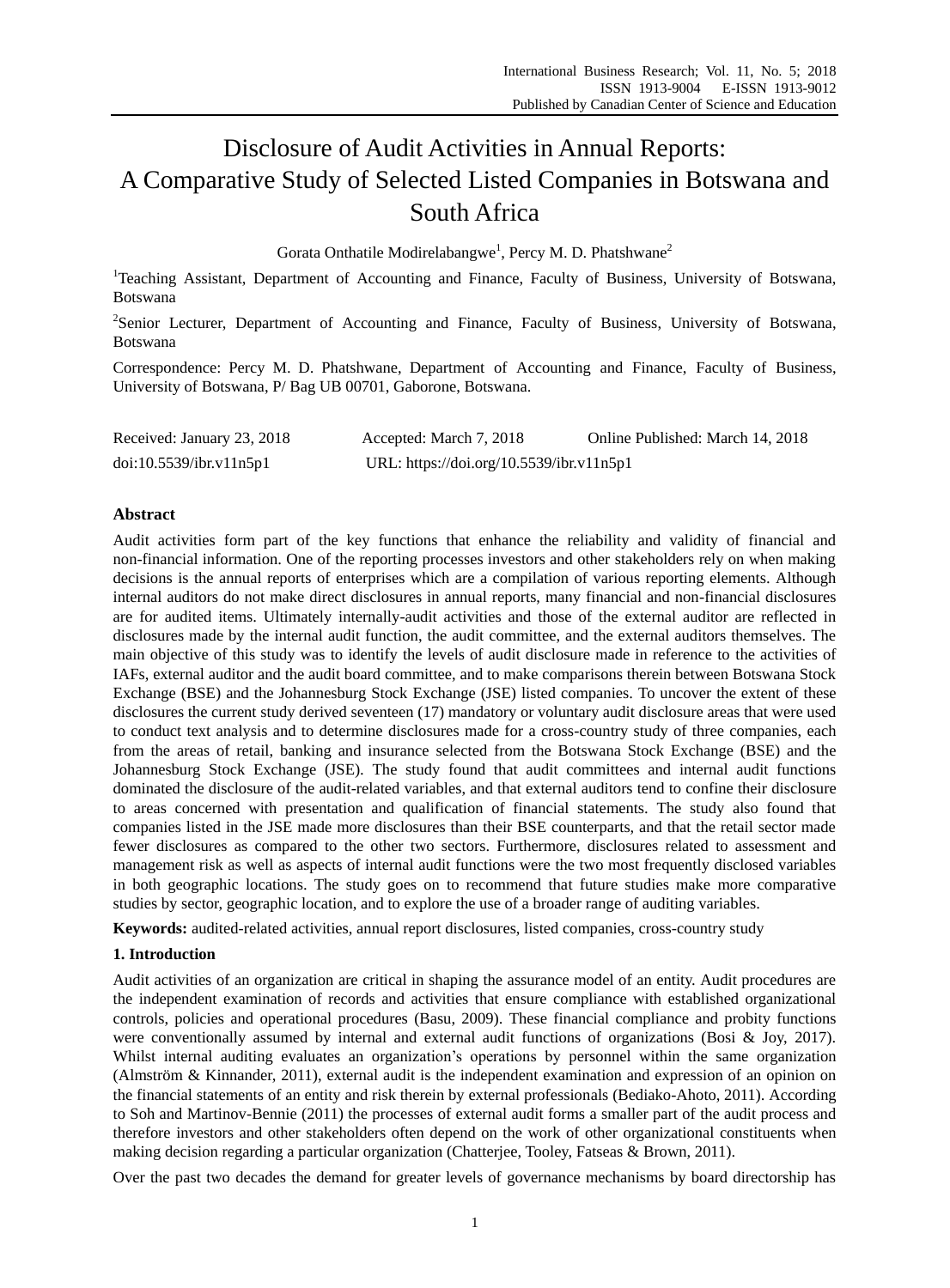# Disclosure of Audit Activities in Annual Reports: A Comparative Study of Selected Listed Companies in Botswana and South Africa

Gorata Onthatile Modirelabangwe[1], Percy M. D. Phatshwane[2]

[1]Teaching Assistant, Department of Accounting and Finance, Faculty of Business, University of Botswana, Botswana

[2]Senior Lecturer, Department of Accounting and Finance, Faculty of Business, University of Botswana, Botswana

Correspondence: Percy M. D. Phatshwane, Department of Accounting and Finance, Faculty of Business, University of Botswana, P/ Bag UB 00701, Gaborone, Botswana.

Received: January 23, 2018 Accepted: March 7, 2018 Online Published: March 14, 2018

doi:10.5539/ibr.v11n5p1 URL: https://doi.org/10.5539/ibr.v11n5p1

## Abstract

Audit activities form part of the key functions that enhance the reliability and validity of financial and non-financial information. One of the reporting processes investors and other stakeholders rely on when making decisions is the annual reports of enterprises which are a compilation of various reporting elements. Although internal auditors do not make direct disclosures in annual reports, many financial and non-financial disclosures are for audited items. Ultimately internally-audit activities and those of the external auditor are reflected in disclosures made by the internal audit function, the audit committee, and the external auditors themselves. The main objective of this study was to identify the levels of audit disclosure made in reference to the activities of IAFs, external auditor and the audit board committee, and to make comparisons therein between Botswana Stock Exchange (BSE) and the Johannesburg Stock Exchange (JSE) listed companies. To uncover the extent of these disclosures the current study derived seventeen (17) mandatory or voluntary audit disclosure areas that were used to conduct text analysis and to determine disclosures made for a cross-country study of three companies, each from the areas of retail, banking and insurance selected from the Botswana Stock Exchange (BSE) and the Johannesburg Stock Exchange (JSE). The study found that audit committees and internal audit functions dominated the disclosure of the audit-related variables, and that external auditors tend to confine their disclosure to areas concerned with presentation and qualification of financial statements. The study also found that companies listed in the JSE made more disclosures than their BSE counterparts, and that the retail sector made fewer disclosures as compared to the other two sectors. Furthermore, disclosures related to assessment and management risk as well as aspects of internal audit functions were the two most frequently disclosed variables in both geographic locations. The study goes on to recommend that future studies make more comparative studies by sector, geographic location, and to explore the use of a broader range of auditing variables.

**Keywords:** audited-related activities, annual report disclosures, listed companies, cross-country study

## 1. Introduction

Audit activities of an organization are critical in shaping the assurance model of an entity. Audit procedures are the independent examination of records and activities that ensure compliance with established organizational controls, policies and operational procedures (Basu, 2009). These financial compliance and probity functions were conventionally assumed by internal and external audit functions of organizations (Bosi & Joy, 2017). Whilst internal auditing evaluates an organization's operations by personnel within the same organization (Almström & Kinnander, 2011), external audit is the independent examination and expression of an opinion on the financial statements of an entity and risk therein by external professionals (Bediako-Ahoto, 2011). According to Soh and Martinov-Bennie (2011) the processes of external audit forms a smaller part of the audit process and therefore investors and other stakeholders often depend on the work of other organizational constituents when making decision regarding a particular organization (Chatterjee, Tooley, Fatseas & Brown, 2011).

Over the past two decades the demand for greater levels of governance mechanisms by board directorship has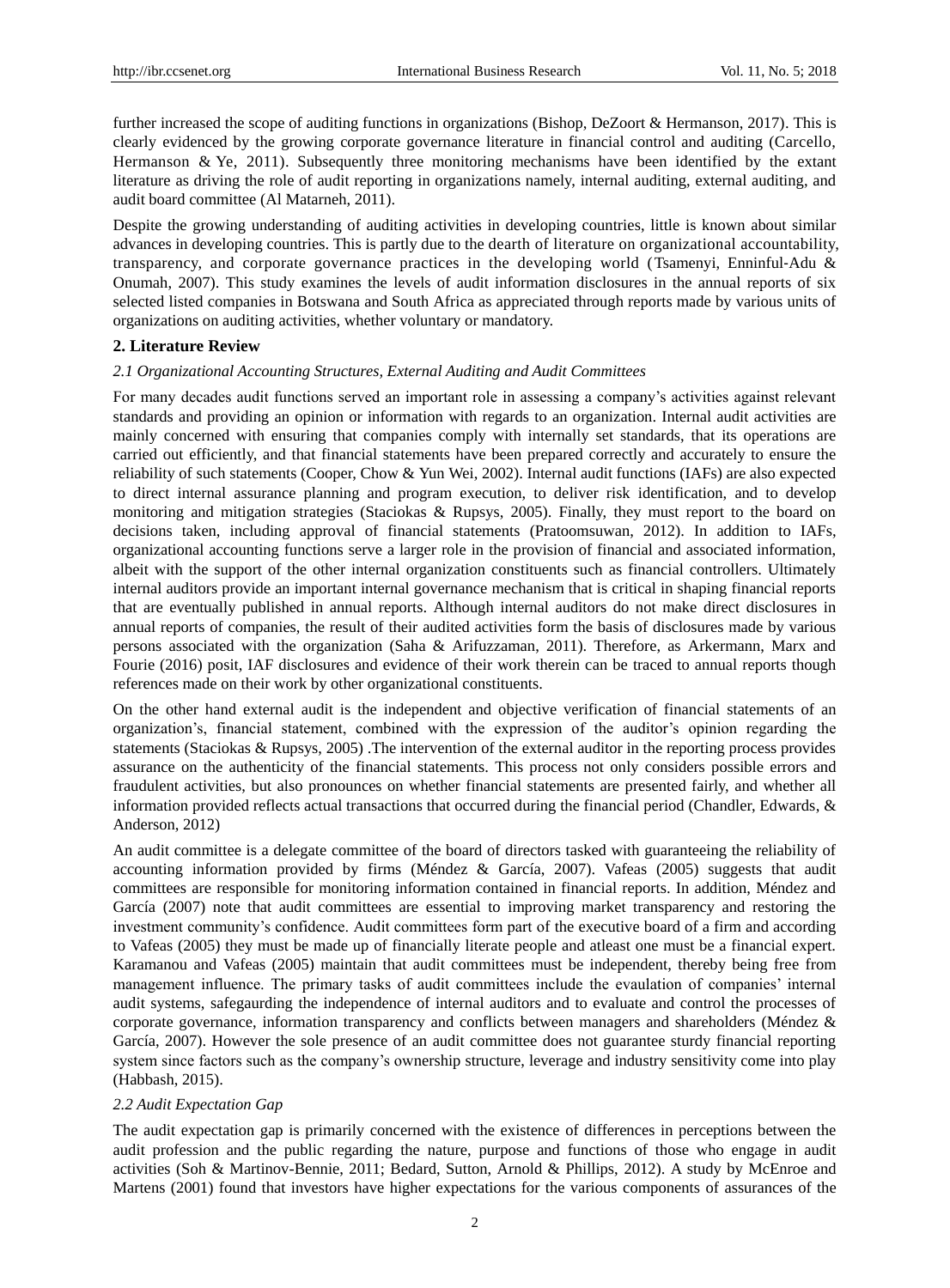further increased the scope of auditing functions in organizations (Bishop, DeZoort & Hermanson, 2017). This is clearly evidenced by the growing corporate governance literature in financial control and auditing (Carcello, Hermanson & Ye, 2011). Subsequently three monitoring mechanisms have been identified by the extant literature as driving the role of audit reporting in organizations namely, internal auditing, external auditing, and audit board committee (Al Matarneh, 2011).

Despite the growing understanding of auditing activities in developing countries, little is known about similar advances in developing countries. This is partly due to the dearth of literature on organizational accountability, transparency, and corporate governance practices in the developing world (Tsamenyi, Enninful-Adu & Onumah, 2007). This study examines the levels of audit information disclosures in the annual reports of six selected listed companies in Botswana and South Africa as appreciated through reports made by various units of organizations on auditing activities, whether voluntary or mandatory.

## 2. Literature Review

### *2.1 Organizational Accounting Structures, External Auditing and Audit Committees*

For many decades audit functions served an important role in assessing a company's activities against relevant standards and providing an opinion or information with regards to an organization. Internal audit activities are mainly concerned with ensuring that companies comply with internally set standards, that its operations are carried out efficiently, and that financial statements have been prepared correctly and accurately to ensure the reliability of such statements (Cooper, Chow & Yun Wei, 2002). Internal audit functions (IAFs) are also expected to direct internal assurance planning and program execution, to deliver risk identification, and to develop monitoring and mitigation strategies (Staciokas & Rupsys, 2005). Finally, they must report to the board on decisions taken, including approval of financial statements (Pratoomsuwan, 2012). In addition to IAFs, organizational accounting functions serve a larger role in the provision of financial and associated information, albeit with the support of the other internal organization constituents such as financial controllers. Ultimately internal auditors provide an important internal governance mechanism that is critical in shaping financial reports that are eventually published in annual reports. Although internal auditors do not make direct disclosures in annual reports of companies, the result of their audited activities form the basis of disclosures made by various persons associated with the organization (Saha & Arifuzzaman, 2011). Therefore, as Arkermann, Marx and Fourie (2016) posit, IAF disclosures and evidence of their work therein can be traced to annual reports though references made on their work by other organizational constituents.

On the other hand external audit is the independent and objective verification of financial statements of an organization's, financial statement, combined with the expression of the auditor's opinion regarding the statements (Staciokas & Rupsys, 2005) .The intervention of the external auditor in the reporting process provides assurance on the authenticity of the financial statements. This process not only considers possible errors and fraudulent activities, but also pronounces on whether financial statements are presented fairly, and whether all information provided reflects actual transactions that occurred during the financial period (Chandler, Edwards, & Anderson, 2012)

An audit committee is a delegate committee of the board of directors tasked with guaranteeing the reliability of accounting information provided by firms (Méndez & García, 2007). Vafeas (2005) suggests that audit committees are responsible for monitoring information contained in financial reports. In addition, Méndez and García (2007) note that audit committees are essential to improving market transparency and restoring the investment community's confidence. Audit committees form part of the executive board of a firm and according to Vafeas (2005) they must be made up of financially literate people and atleast one must be a financial expert. Karamanou and Vafeas (2005) maintain that audit committees must be independent, thereby being free from management influence. The primary tasks of audit committees include the evaulation of companies' internal audit systems, safegaurding the independence of internal auditors and to evaluate and control the processes of corporate governance, information transparency and conflicts between managers and shareholders (Méndez & García, 2007). However the sole presence of an audit committee does not guarantee sturdy financial reporting system since factors such as the company's ownership structure, leverage and industry sensitivity come into play (Habbash, 2015).

### *2.2 Audit Expectation Gap*

The audit expectation gap is primarily concerned with the existence of differences in perceptions between the audit profession and the public regarding the nature, purpose and functions of those who engage in audit activities (Soh & Martinov-Bennie, 2011; Bedard, Sutton, Arnold & Phillips, 2012). A study by McEnroe and Martens (2001) found that investors have higher expectations for the various components of assurances of the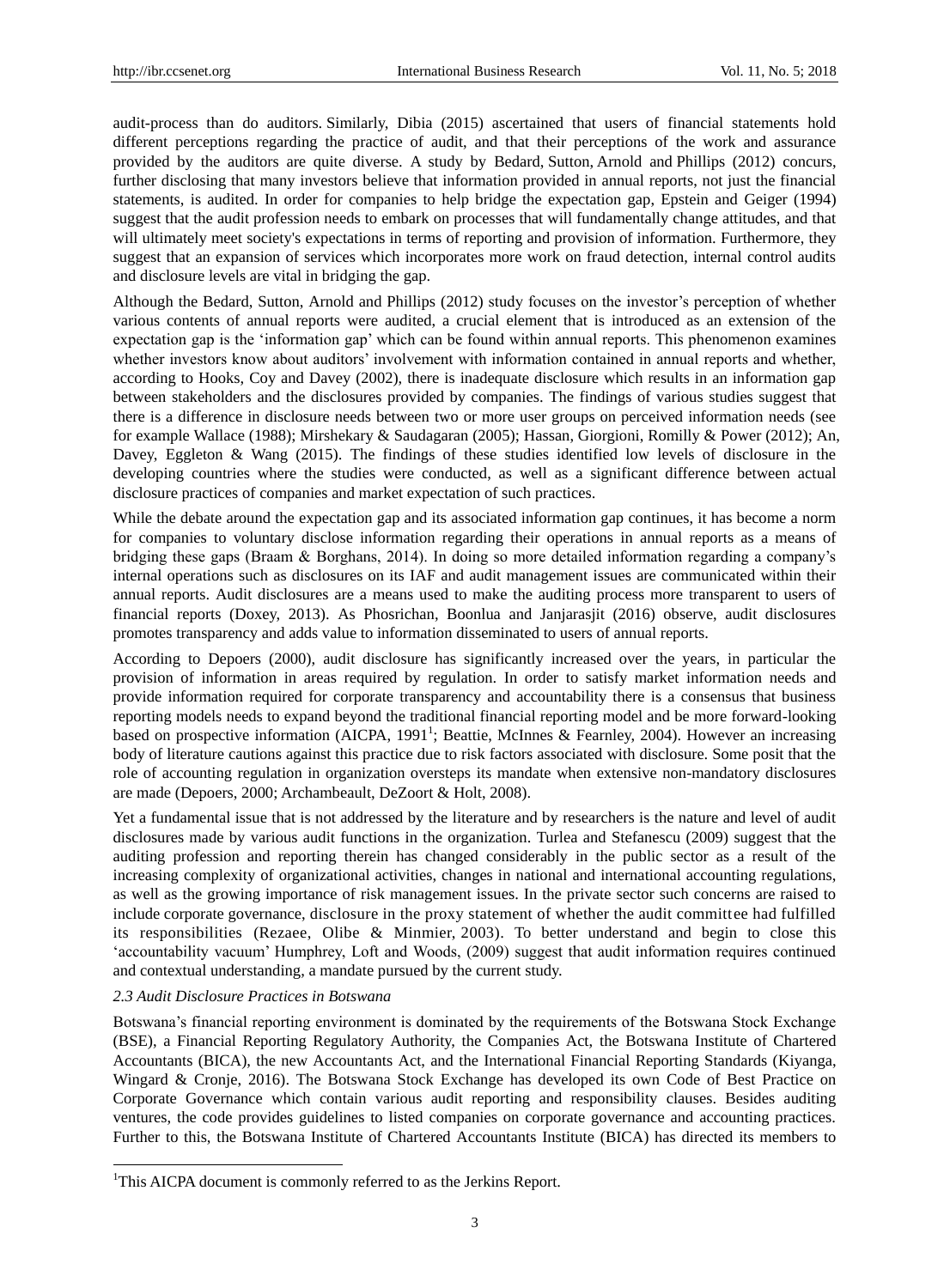audit-process than do auditors. Similarly, Dibia (2015) ascertained that users of financial statements hold different perceptions regarding the practice of audit, and that their perceptions of the work and assurance provided by the auditors are quite diverse. A study by Bedard, Sutton, Arnold and Phillips (2012) concurs, further disclosing that many investors believe that information provided in annual reports, not just the financial statements, is audited. In order for companies to help bridge the expectation gap, Epstein and Geiger (1994) suggest that the audit profession needs to embark on processes that will fundamentally change attitudes, and that will ultimately meet society's expectations in terms of reporting and provision of information. Furthermore, they suggest that an expansion of services which incorporates more work on fraud detection, internal control audits and disclosure levels are vital in bridging the gap.

Although the Bedard, Sutton, Arnold and Phillips (2012) study focuses on the investor's perception of whether various contents of annual reports were audited, a crucial element that is introduced as an extension of the expectation gap is the 'information gap' which can be found within annual reports. This phenomenon examines whether investors know about auditors' involvement with information contained in annual reports and whether, according to Hooks, Coy and Davey (2002), there is inadequate disclosure which results in an information gap between stakeholders and the disclosures provided by companies. The findings of various studies suggest that there is a difference in disclosure needs between two or more user groups on perceived information needs (see for example Wallace (1988); Mirshekary & Saudagaran (2005); Hassan, Giorgioni, Romilly & Power (2012); An, Davey, Eggleton & Wang (2015). The findings of these studies identified low levels of disclosure in the developing countries where the studies were conducted, as well as a significant difference between actual disclosure practices of companies and market expectation of such practices.

While the debate around the expectation gap and its associated information gap continues, it has become a norm for companies to voluntary disclose information regarding their operations in annual reports as a means of bridging these gaps (Braam & Borghans, 2014). In doing so more detailed information regarding a company's internal operations such as disclosures on its IAF and audit management issues are communicated within their annual reports. Audit disclosures are a means used to make the auditing process more transparent to users of financial reports (Doxey, 2013). As Phosrichan, Boonlua and Janjarasjit (2016) observe, audit disclosures promotes transparency and adds value to information disseminated to users of annual reports.

According to Depoers (2000), audit disclosure has significantly increased over the years, in particular the provision of information in areas required by regulation. In order to satisfy market information needs and provide information required for corporate transparency and accountability there is a consensus that business reporting models needs to expand beyond the traditional financial reporting model and be more forward-looking based on prospective information (AICPA, 1991[1]; Beattie, McInnes & Fearnley, 2004). However an increasing body of literature cautions against this practice due to risk factors associated with disclosure. Some posit that the role of accounting regulation in organization oversteps its mandate when extensive non-mandatory disclosures are made (Depoers, 2000; Archambeault, DeZoort & Holt, 2008).

Yet a fundamental issue that is not addressed by the literature and by researchers is the nature and level of audit disclosures made by various audit functions in the organization. Turlea and Stefanescu (2009) suggest that the auditing profession and reporting therein has changed considerably in the public sector as a result of the increasing complexity of organizational activities, changes in national and international accounting regulations, as well as the growing importance of risk management issues. In the private sector such concerns are raised to include corporate governance, disclosure in the proxy statement of whether the audit committee had fulfilled its responsibilities (Rezaee, Olibe & Minmier, 2003). To better understand and begin to close this 'accountability vacuum' Humphrey, Loft and Woods, (2009) suggest that audit information requires continued and contextual understanding, a mandate pursued by the current study.

### *2.3 Audit Disclosure Practices in Botswana*

Botswana's financial reporting environment is dominated by the requirements of the Botswana Stock Exchange (BSE), a Financial Reporting Regulatory Authority, the Companies Act, the Botswana Institute of Chartered Accountants (BICA), the new Accountants Act, and the International Financial Reporting Standards (Kiyanga, Wingard & Cronje, 2016). The Botswana Stock Exchange has developed its own Code of Best Practice on Corporate Governance which contain various audit reporting and responsibility clauses. Besides auditing ventures, the code provides guidelines to listed companies on corporate governance and accounting practices. Further to this, the Botswana Institute of Chartered Accountants Institute (BICA) has directed its members to

[1]This AICPA document is commonly referred to as the Jerkins Report.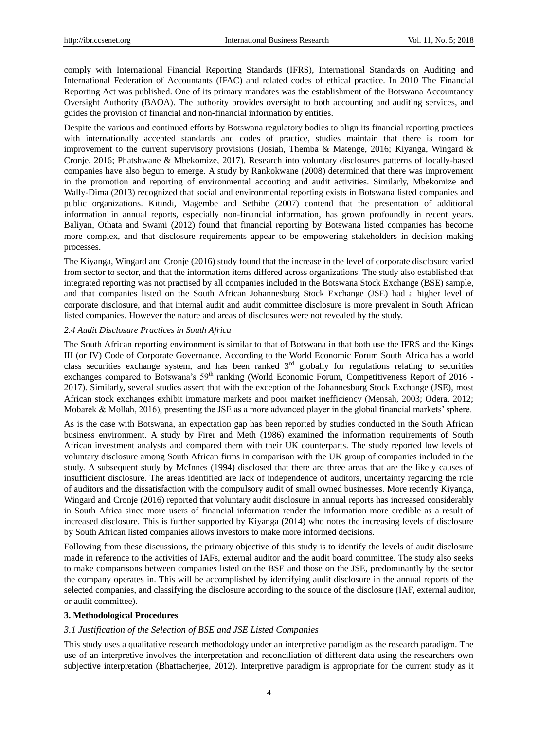comply with International Financial Reporting Standards (IFRS), International Standards on Auditing and International Federation of Accountants (IFAC) and related codes of ethical practice. In 2010 The Financial Reporting Act was published. One of its primary mandates was the establishment of the Botswana Accountancy Oversight Authority (BAOA). The authority provides oversight to both accounting and auditing services, and guides the provision of financial and non-financial information by entities.

Despite the various and continued efforts by Botswana regulatory bodies to align its financial reporting practices with internationally accepted standards and codes of practice, studies maintain that there is room for improvement to the current supervisory provisions (Josiah, Themba & Matenge, 2016; Kiyanga, Wingard & Cronje, 2016; Phatshwane & Mbekomize, 2017). Research into voluntary disclosures patterns of locally-based companies have also begun to emerge. A study by Rankokwane (2008) determined that there was improvement in the promotion and reporting of environmental accouting and audit activities. Similarly, Mbekomize and Wally-Dima (2013) recognized that social and environmental reporting exists in Botswana listed companies and public organizations. Kitindi, Magembe and Sethibe (2007) contend that the presentation of additional information in annual reports, especially non-financial information, has grown profoundly in recent years. Baliyan, Othata and Swami (2012) found that financial reporting by Botswana listed companies has become more complex, and that disclosure requirements appear to be empowering stakeholders in decision making processes.

The Kiyanga, Wingard and Cronje (2016) study found that the increase in the level of corporate disclosure varied from sector to sector, and that the information items differed across organizations. The study also established that integrated reporting was not practised by all companies included in the Botswana Stock Exchange (BSE) sample, and that companies listed on the South African Johannesburg Stock Exchange (JSE) had a higher level of corporate disclosure, and that internal audit and audit committee disclosure is more prevalent in South African listed companies. However the nature and areas of disclosures were not revealed by the study.

### *2.4 Audit Disclosure Practices in South Africa*

The South African reporting environment is similar to that of Botswana in that both use the IFRS and the Kings III (or IV) Code of Corporate Governance. According to the World Economic Forum South Africa has a world class securities exchange system, and has been ranked 3rd globally for regulations relating to securities exchanges compared to Botswana's 59th ranking (World Economic Forum, Competitiveness Report of 2016 - 2017). Similarly, several studies assert that with the exception of the Johannesburg Stock Exchange (JSE), most African stock exchanges exhibit immature markets and poor market inefficiency (Mensah, 2003; Odera, 2012; Mobarek & Mollah, 2016), presenting the JSE as a more advanced player in the global financial markets' sphere.

As is the case with Botswana, an expectation gap has been reported by studies conducted in the South African business environment. A study by Firer and Meth (1986) examined the information requirements of South African investment analysts and compared them with their UK counterparts. The study reported low levels of voluntary disclosure among South African firms in comparison with the UK group of companies included in the study. A subsequent study by McInnes (1994) disclosed that there are three areas that are the likely causes of insufficient disclosure. The areas identified are lack of independence of auditors, uncertainty regarding the role of auditors and the dissatisfaction with the compulsory audit of small owned businesses. More recently Kiyanga, Wingard and Cronje (2016) reported that voluntary audit disclosure in annual reports has increased considerably in South Africa since more users of financial information render the information more credible as a result of increased disclosure. This is further supported by Kiyanga (2014) who notes the increasing levels of disclosure by South African listed companies allows investors to make more informed decisions.

Following from these discussions, the primary objective of this study is to identify the levels of audit disclosure made in reference to the activities of IAFs, external auditor and the audit board committee. The study also seeks to make comparisons between companies listed on the BSE and those on the JSE, predominantly by the sector the company operates in. This will be accomplished by identifying audit disclosure in the annual reports of the selected companies, and classifying the disclosure according to the source of the disclosure (IAF, external auditor, or audit committee).

## 3. Methodological Procedures

### *3.1 Justification of the Selection of BSE and JSE Listed Companies*

This study uses a qualitative research methodology under an interpretive paradigm as the research paradigm. The use of an interpretive involves the interpretation and reconciliation of different data using the researchers own subjective interpretation (Bhattacherjee, 2012). Interpretive paradigm is appropriate for the current study as it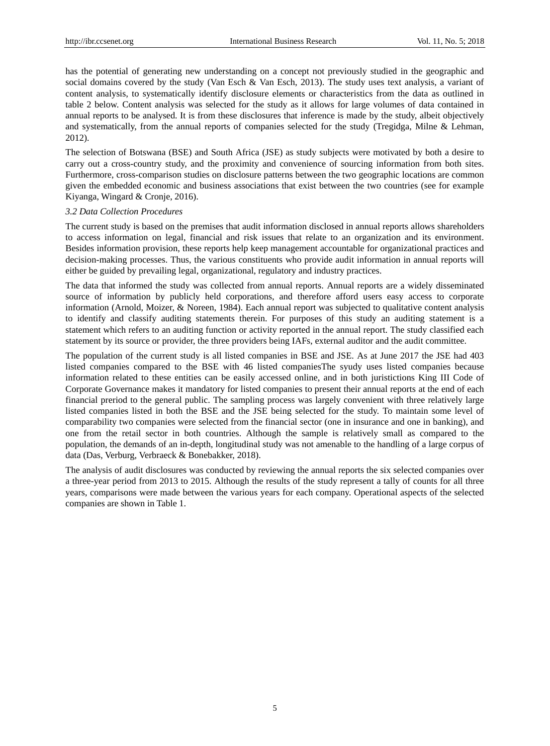has the potential of generating new understanding on a concept not previously studied in the geographic and social domains covered by the study (Van Esch & Van Esch, 2013). The study uses text analysis, a variant of content analysis, to systematically identify disclosure elements or characteristics from the data as outlined in table 2 below. Content analysis was selected for the study as it allows for large volumes of data contained in annual reports to be analysed. It is from these disclosures that inference is made by the study, albeit objectively and systematically, from the annual reports of companies selected for the study (Tregidga, Milne & Lehman, 2012).

The selection of Botswana (BSE) and South Africa (JSE) as study subjects were motivated by both a desire to carry out a cross-country study, and the proximity and convenience of sourcing information from both sites. Furthermore, cross-comparison studies on disclosure patterns between the two geographic locations are common given the embedded economic and business associations that exist between the two countries (see for example Kiyanga, Wingard & Cronje, 2016).

### *3.2 Data Collection Procedures*

The current study is based on the premises that audit information disclosed in annual reports allows shareholders to access information on legal, financial and risk issues that relate to an organization and its environment. Besides information provision, these reports help keep management accountable for organizational practices and decision-making processes. Thus, the various constituents who provide audit information in annual reports will either be guided by prevailing legal, organizational, regulatory and industry practices.

The data that informed the study was collected from annual reports. Annual reports are a widely disseminated source of information by publicly held corporations, and therefore afford users easy access to corporate information (Arnold, Moizer, & Noreen, 1984). Each annual report was subjected to qualitative content analysis to identify and classify auditing statements therein. For purposes of this study an auditing statement is a statement which refers to an auditing function or activity reported in the annual report. The study classified each statement by its source or provider, the three providers being IAFs, external auditor and the audit committee.

The population of the current study is all listed companies in BSE and JSE. As at June 2017 the JSE had 403 listed companies compared to the BSE with 46 listed companiesThe syudy uses listed companies because information related to these entities can be easily accessed online, and in both juristictions King III Code of Corporate Governance makes it mandatory for listed companies to present their annual reports at the end of each financial preriod to the general public. The sampling process was largely convenient with three relatively large listed companies listed in both the BSE and the JSE being selected for the study. To maintain some level of comparability two companies were selected from the financial sector (one in insurance and one in banking), and one from the retail sector in both countries. Although the sample is relatively small as compared to the population, the demands of an in-depth, longitudinal study was not amenable to the handling of a large corpus of data (Das, Verburg, Verbraeck & Bonebakker, 2018).

The analysis of audit disclosures was conducted by reviewing the annual reports the six selected companies over a three-year period from 2013 to 2015. Although the results of the study represent a tally of counts for all three years, comparisons were made between the various years for each company. Operational aspects of the selected companies are shown in Table 1.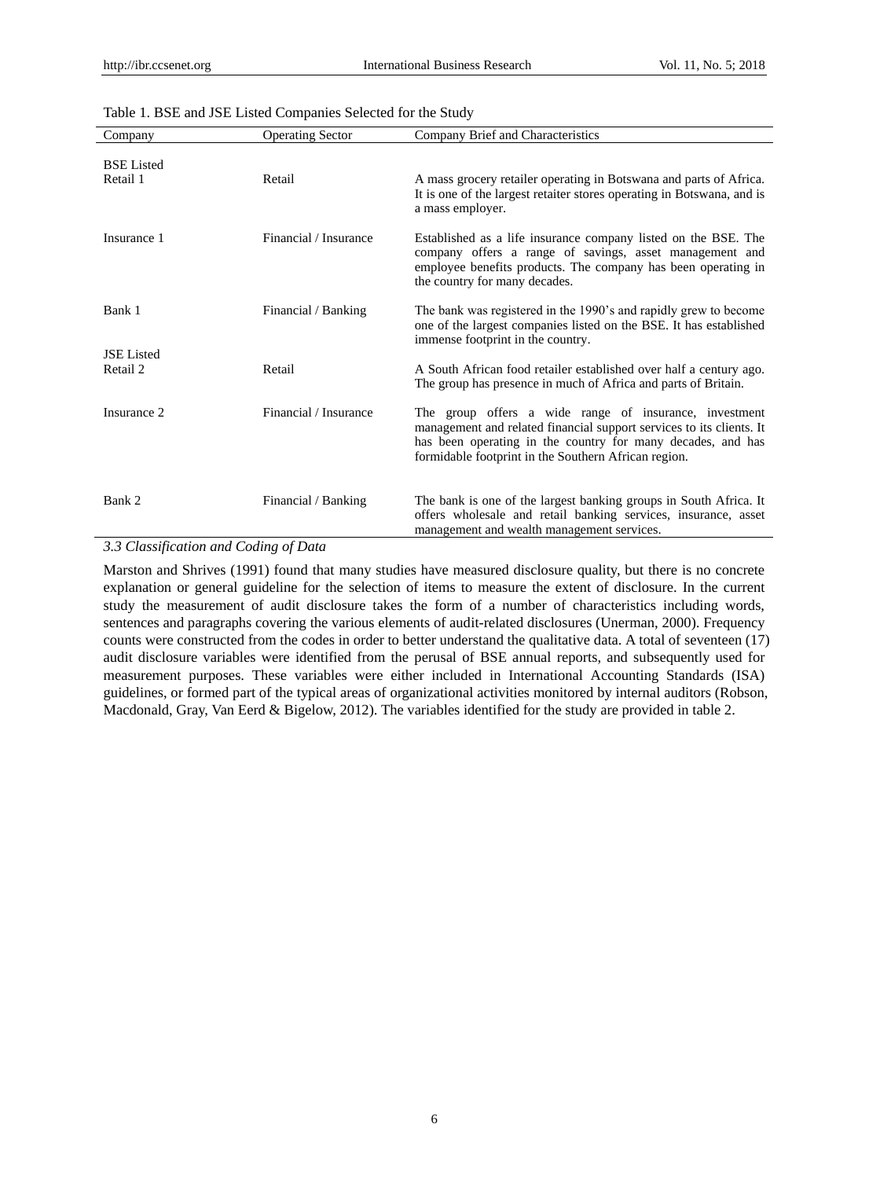Table 1. BSE and JSE Listed Companies Selected for the Study

| Company | Operating Sector | Company Brief and Characteristics |
|---|---|---|
| **BSE Listed** | | |
| Retail 1 | Retail | A mass grocery retailer operating in Botswana and parts of Africa. It is one of the largest retaiter stores operating in Botswana, and is a mass employer. |
| Insurance 1 | Financial / Insurance | Established as a life insurance company listed on the BSE. The company offers a range of savings, asset management and employee benefits products. The company has been operating in the country for many decades. |
| Bank 1 | Financial / Banking | The bank was registered in the 1990's and rapidly grew to become one of the largest companies listed on the BSE. It has established immense footprint in the country. |
| **JSE Listed** | | |
| Retail 2 | Retail | A South African food retailer established over half a century ago. The group has presence in much of Africa and parts of Britain. |
| Insurance 2 | Financial / Insurance | The group offers a wide range of insurance, investment management and related financial support services to its clients. It has been operating in the country for many decades, and has formidable footprint in the Southern African region. |
| Bank 2 | Financial / Banking | The bank is one of the largest banking groups in South Africa. It offers wholesale and retail banking services, insurance, asset management and wealth management services. |

### *3.3 Classification and Coding of Data*

Marston and Shrives (1991) found that many studies have measured disclosure quality, but there is no concrete explanation or general guideline for the selection of items to measure the extent of disclosure. In the current study the measurement of audit disclosure takes the form of a number of characteristics including words, sentences and paragraphs covering the various elements of audit-related disclosures (Unerman, 2000). Frequency counts were constructed from the codes in order to better understand the qualitative data. A total of seventeen (17) audit disclosure variables were identified from the perusal of BSE annual reports, and subsequently used for measurement purposes. These variables were either included in International Accounting Standards (ISA) guidelines, or formed part of the typical areas of organizational activities monitored by internal auditors (Robson, Macdonald, Gray, Van Eerd & Bigelow, 2012). The variables identified for the study are provided in table 2.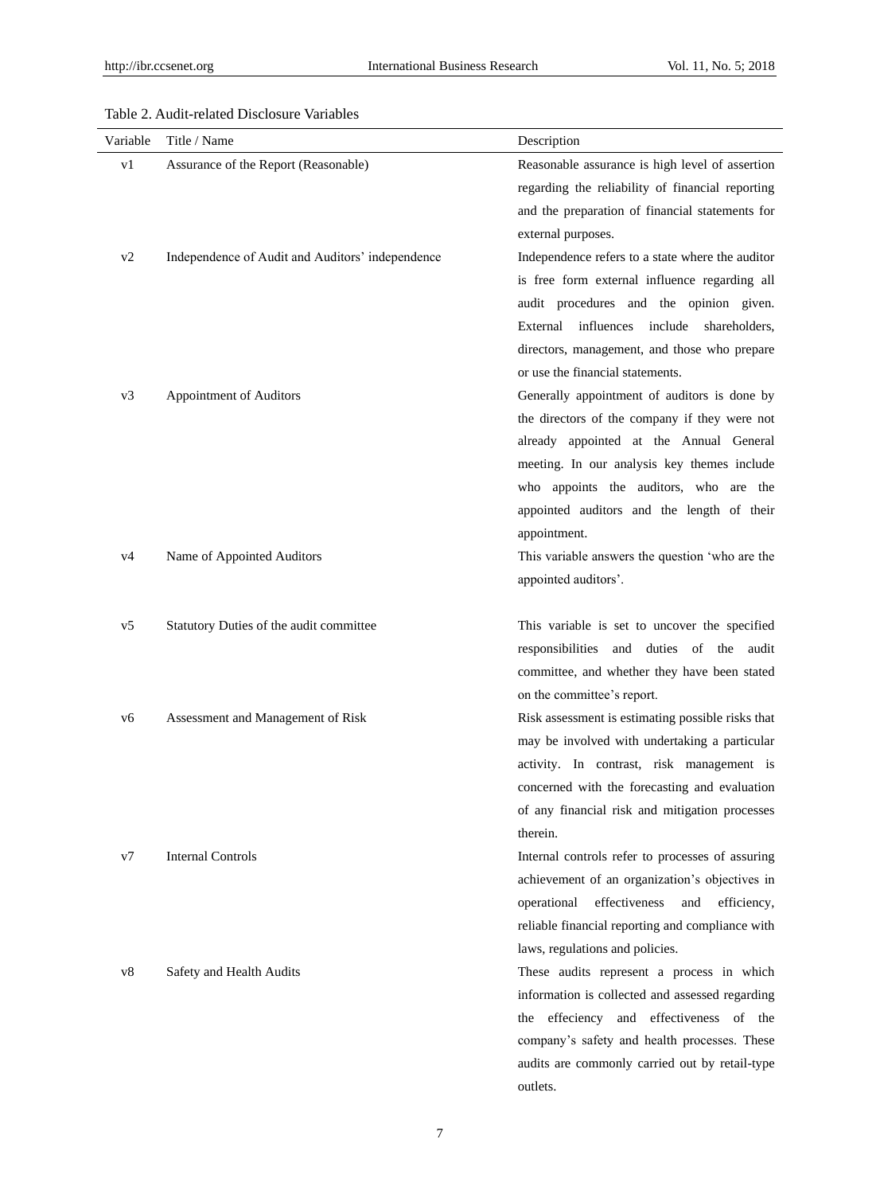Table 2. Audit-related Disclosure Variables

| Variable | Title / Name | Description |
|---|---|---|
| v1 | Assurance of the Report (Reasonable) | Reasonable assurance is high level of assertion regarding the reliability of financial reporting and the preparation of financial statements for external purposes. |
| v2 | Independence of Audit and Auditors' independence | Independence refers to a state where the auditor is free form external influence regarding all audit procedures and the opinion given. External influences include shareholders, directors, management, and those who prepare or use the financial statements. |
| v3 | Appointment of Auditors | Generally appointment of auditors is done by the directors of the company if they were not already appointed at the Annual General meeting. In our analysis key themes include who appoints the auditors, who are the appointed auditors and the length of their appointment. |
| v4 | Name of Appointed Auditors | This variable answers the question 'who are the appointed auditors'. |
| v5 | Statutory Duties of the audit committee | This variable is set to uncover the specified responsibilities and duties of the audit committee, and whether they have been stated on the committee's report. |
| v6 | Assessment and Management of Risk | Risk assessment is estimating possible risks that may be involved with undertaking a particular activity. In contrast, risk management is concerned with the forecasting and evaluation of any financial risk and mitigation processes therein. |
| v7 | Internal Controls | Internal controls refer to processes of assuring achievement of an organization's objectives in operational effectiveness and efficiency, reliable financial reporting and compliance with laws, regulations and policies. |
| v8 | Safety and Health Audits | These audits represent a process in which information is collected and assessed regarding the effeciency and effectiveness of the company's safety and health processes. These audits are commonly carried out by retail-type outlets. |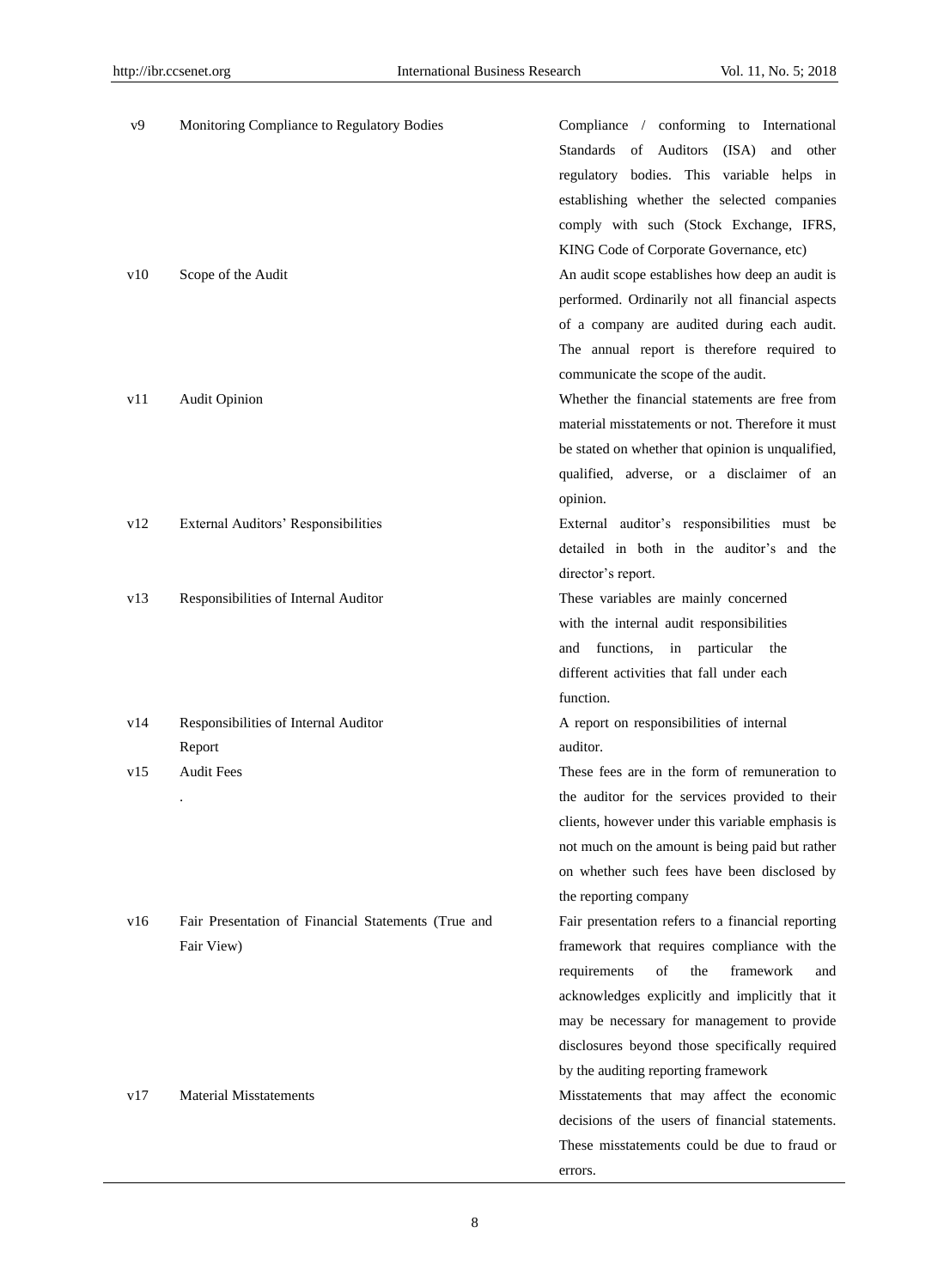| | | |
|---|---|---|
| v9 | Monitoring Compliance to Regulatory Bodies | Compliance / conforming to International Standards of Auditors (ISA) and other regulatory bodies. This variable helps in establishing whether the selected companies comply with such (Stock Exchange, IFRS, KING Code of Corporate Governance, etc) |
| v10 | Scope of the Audit | An audit scope establishes how deep an audit is performed. Ordinarily not all financial aspects of a company are audited during each audit. The annual report is therefore required to communicate the scope of the audit. |
| v11 | Audit Opinion | Whether the financial statements are free from material misstatements or not. Therefore it must be stated on whether that opinion is unqualified, qualified, adverse, or a disclaimer of an opinion. |
| v12 | External Auditors' Responsibilities | External auditor's responsibilities must be detailed in both in the auditor's and the director's report. |
| v13 | Responsibilities of Internal Auditor | These variables are mainly concerned with the internal audit responsibilities and functions, in particular the different activities that fall under each function. |
| v14 | Responsibilities of Internal Auditor Report | A report on responsibilities of internal auditor. |
| v15 | Audit Fees . | These fees are in the form of remuneration to the auditor for the services provided to their clients, however under this variable emphasis is not much on the amount is being paid but rather on whether such fees have been disclosed by the reporting company |
| v16 | Fair Presentation of Financial Statements (True and Fair View) | Fair presentation refers to a financial reporting framework that requires compliance with the requirements of the framework and acknowledges explicitly and implicitly that it may be necessary for management to provide disclosures beyond those specifically required by the auditing reporting framework |
| v17 | Material Misstatements | Misstatements that may affect the economic decisions of the users of financial statements. These misstatements could be due to fraud or errors. |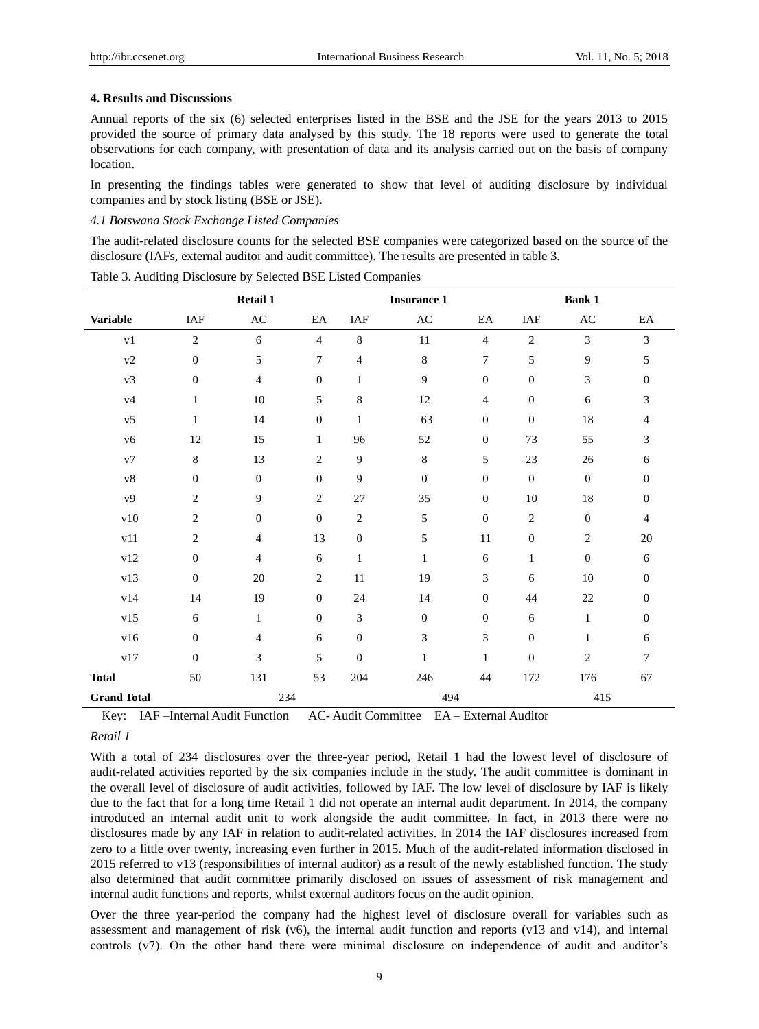## 4. Results and Discussions

Annual reports of the six (6) selected enterprises listed in the BSE and the JSE for the years 2013 to 2015 provided the source of primary data analysed by this study. The 18 reports were used to generate the total observations for each company, with presentation of data and its analysis carried out on the basis of company location.

In presenting the findings tables were generated to show that level of auditing disclosure by individual companies and by stock listing (BSE or JSE).

### *4.1 Botswana Stock Exchange Listed Companies*

The audit-related disclosure counts for the selected BSE companies were categorized based on the source of the disclosure (IAFs, external auditor and audit committee). The results are presented in table 3.

Table 3. Auditing Disclosure by Selected BSE Listed Companies

| | Retail 1 | | | Insurance 1 | | | Bank 1 | | |
|---|---|---|---|---|---|---|---|---|---|
| **Variable** | IAF | AC | EA | IAF | AC | EA | IAF | AC | EA |
| v1 | 2 | 6 | 4 | 8 | 11 | 4 | 2 | 3 | 3 |
| v2 | 0 | 5 | 7 | 4 | 8 | 7 | 5 | 9 | 5 |
| v3 | 0 | 4 | 0 | 1 | 9 | 0 | 0 | 3 | 0 |
| v4 | 1 | 10 | 5 | 8 | 12 | 4 | 0 | 6 | 3 |
| v5 | 1 | 14 | 0 | 1 | 63 | 0 | 0 | 18 | 4 |
| v6 | 12 | 15 | 1 | 96 | 52 | 0 | 73 | 55 | 3 |
| v7 | 8 | 13 | 2 | 9 | 8 | 5 | 23 | 26 | 6 |
| v8 | 0 | 0 | 0 | 9 | 0 | 0 | 0 | 0 | 0 |
| v9 | 2 | 9 | 2 | 27 | 35 | 0 | 10 | 18 | 0 |
| v10 | 2 | 0 | 0 | 2 | 5 | 0 | 2 | 0 | 4 |
| v11 | 2 | 4 | 13 | 0 | 5 | 11 | 0 | 2 | 20 |
| v12 | 0 | 4 | 6 | 1 | 1 | 6 | 1 | 0 | 6 |
| v13 | 0 | 20 | 2 | 11 | 19 | 3 | 6 | 10 | 0 |
| v14 | 14 | 19 | 0 | 24 | 14 | 0 | 44 | 22 | 0 |
| v15 | 6 | 1 | 0 | 3 | 0 | 0 | 6 | 1 | 0 |
| v16 | 0 | 4 | 6 | 0 | 3 | 3 | 0 | 1 | 6 |
| v17 | 0 | 3 | 5 | 0 | 1 | 1 | 0 | 2 | 7 |
| **Total** | 50 | 131 | 53 | 204 | 246 | 44 | 172 | 176 | 67 |
| **Grand Total** | | 234 | | | 494 | | | 415 | |

Key: IAF –Internal Audit Function AC- Audit Committee EA – External Auditor

*Retail 1*

With a total of 234 disclosures over the three-year period, Retail 1 had the lowest level of disclosure of audit-related activities reported by the six companies include in the study. The audit committee is dominant in the overall level of disclosure of audit activities, followed by IAF. The low level of disclosure by IAF is likely due to the fact that for a long time Retail 1 did not operate an internal audit department. In 2014, the company introduced an internal audit unit to work alongside the audit committee. In fact, in 2013 there were no disclosures made by any IAF in relation to audit-related activities. In 2014 the IAF disclosures increased from zero to a little over twenty, increasing even further in 2015. Much of the audit-related information disclosed in 2015 referred to v13 (responsibilities of internal auditor) as a result of the newly established function. The study also determined that audit committee primarily disclosed on issues of assessment of risk management and internal audit functions and reports, whilst external auditors focus on the audit opinion.

Over the three year-period the company had the highest level of disclosure overall for variables such as assessment and management of risk (v6), the internal audit function and reports (v13 and v14), and internal controls (v7). On the other hand there were minimal disclosure on independence of audit and auditor's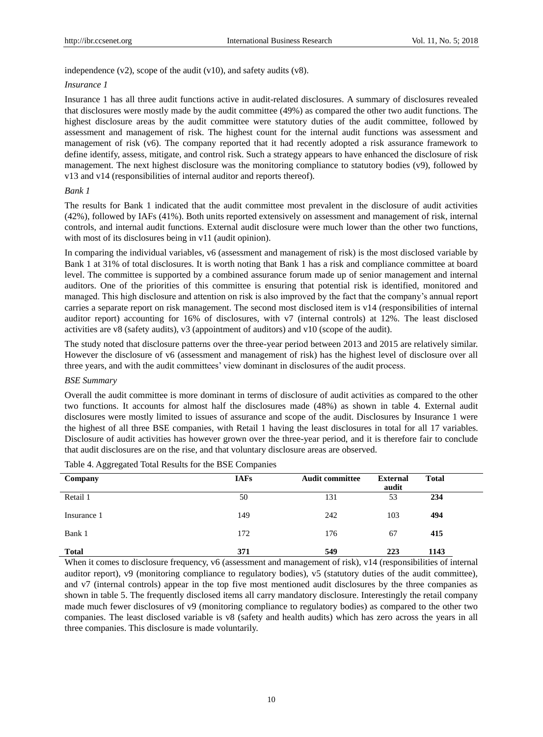independence (v2), scope of the audit (v10), and safety audits (v8).

*Insurance 1*

Insurance 1 has all three audit functions active in audit-related disclosures. A summary of disclosures revealed that disclosures were mostly made by the audit committee (49%) as compared the other two audit functions. The highest disclosure areas by the audit committee were statutory duties of the audit committee, followed by assessment and management of risk. The highest count for the internal audit functions was assessment and management of risk (v6). The company reported that it had recently adopted a risk assurance framework to define identify, assess, mitigate, and control risk. Such a strategy appears to have enhanced the disclosure of risk management. The next highest disclosure was the monitoring compliance to statutory bodies (v9), followed by v13 and v14 (responsibilities of internal auditor and reports thereof).

*Bank 1*

The results for Bank 1 indicated that the audit committee most prevalent in the disclosure of audit activities (42%), followed by IAFs (41%). Both units reported extensively on assessment and management of risk, internal controls, and internal audit functions. External audit disclosure were much lower than the other two functions, with most of its disclosures being in v11 (audit opinion).

In comparing the individual variables, v6 (assessment and management of risk) is the most disclosed variable by Bank 1 at 31% of total disclosures. It is worth noting that Bank 1 has a risk and compliance committee at board level. The committee is supported by a combined assurance forum made up of senior management and internal auditors. One of the priorities of this committee is ensuring that potential risk is identified, monitored and managed. This high disclosure and attention on risk is also improved by the fact that the company's annual report carries a separate report on risk management. The second most disclosed item is v14 (responsibilities of internal auditor report) accounting for 16% of disclosures, with v7 (internal controls) at 12%. The least disclosed activities are v8 (safety audits), v3 (appointment of auditors) and v10 (scope of the audit).

The study noted that disclosure patterns over the three-year period between 2013 and 2015 are relatively similar. However the disclosure of v6 (assessment and management of risk) has the highest level of disclosure over all three years, and with the audit committees' view dominant in disclosures of the audit process.

*BSE Summary*

Overall the audit committee is more dominant in terms of disclosure of audit activities as compared to the other two functions. It accounts for almost half the disclosures made (48%) as shown in table 4. External audit disclosures were mostly limited to issues of assurance and scope of the audit. Disclosures by Insurance 1 were the highest of all three BSE companies, with Retail 1 having the least disclosures in total for all 17 variables. Disclosure of audit activities has however grown over the three-year period, and it is therefore fair to conclude that audit disclosures are on the rise, and that voluntary disclosure areas are observed.

Table 4. Aggregated Total Results for the BSE Companies

| Company | IAFs | Audit committee | External audit | Total |
|---|---|---|---|---|
| Retail 1 | 50 | 131 | 53 | **234** |
| Insurance 1 | 149 | 242 | 103 | **494** |
| Bank 1 | 172 | 176 | 67 | **415** |
| **Total** | **371** | **549** | **223** | **1143** |

When it comes to disclosure frequency, v6 (assessment and management of risk), v14 (responsibilities of internal auditor report), v9 (monitoring compliance to regulatory bodies), v5 (statutory duties of the audit committee), and v7 (internal controls) appear in the top five most mentioned audit disclosures by the three companies as shown in table 5. The frequently disclosed items all carry mandatory disclosure. Interestingly the retail company made much fewer disclosures of v9 (monitoring compliance to regulatory bodies) as compared to the other two companies. The least disclosed variable is v8 (safety and health audits) which has zero across the years in all three companies. This disclosure is made voluntarily.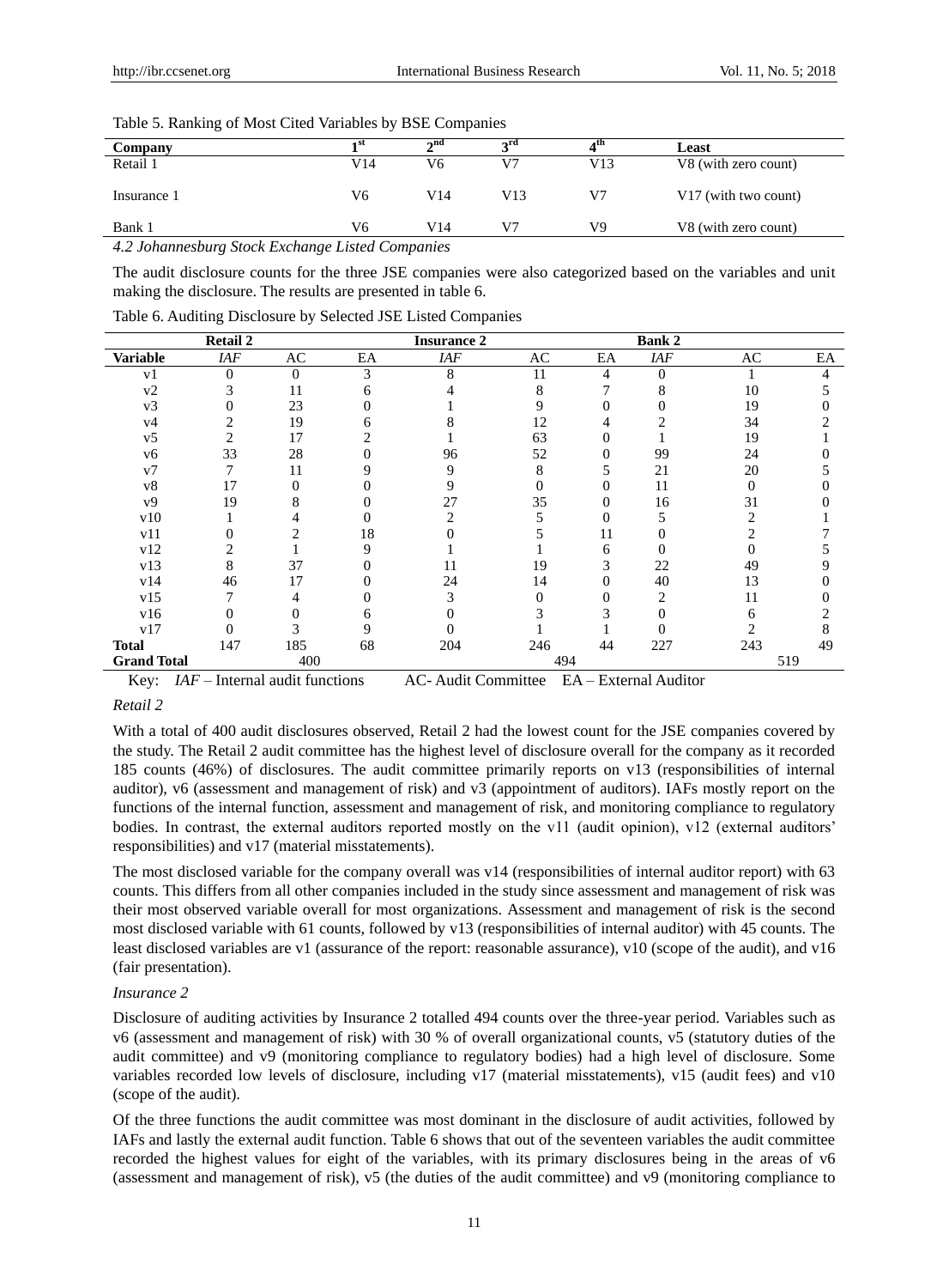Table 5. Ranking of Most Cited Variables by BSE Companies

| Company | 1st | 2nd | 3rd | 4th | Least |
|---|---|---|---|---|---|
| Retail 1 | V14 | V6 | V7 | V13 | V8 (with zero count) |
| Insurance 1 | V6 | V14 | V13 | V7 | V17 (with two count) |
| Bank 1 | V6 | V14 | V7 | V9 | V8 (with zero count) |

### *4.2 Johannesburg Stock Exchange Listed Companies*

The audit disclosure counts for the three JSE companies were also categorized based on the variables and unit making the disclosure. The results are presented in table 6.

Table 6. Auditing Disclosure by Selected JSE Listed Companies

| | Retail 2 | | | Insurance 2 | | | Bank 2 | | |
|---|---|---|---|---|---|---|---|---|---|
| **Variable** | *IAF* | AC | EA | *IAF* | AC | EA | *IAF* | AC | EA |
| v1 | 0 | 0 | 3 | 8 | 11 | 4 | 0 | 1 | 4 |
| v2 | 3 | 11 | 6 | 4 | 8 | 7 | 8 | 10 | 5 |
| v3 | 0 | 23 | 0 | 1 | 9 | 0 | 0 | 19 | 0 |
| v4 | 2 | 19 | 6 | 8 | 12 | 4 | 2 | 34 | 2 |
| v5 | 2 | 17 | 2 | 1 | 63 | 0 | 1 | 19 | 1 |
| v6 | 33 | 28 | 0 | 96 | 52 | 0 | 99 | 24 | 0 |
| v7 | 7 | 11 | 9 | 9 | 8 | 5 | 21 | 20 | 5 |
| v8 | 17 | 0 | 0 | 9 | 0 | 0 | 11 | 0 | 0 |
| v9 | 19 | 8 | 0 | 27 | 35 | 0 | 16 | 31 | 0 |
| v10 | 1 | 4 | 0 | 2 | 5 | 0 | 5 | 2 | 1 |
| v11 | 0 | 2 | 18 | 0 | 5 | 11 | 0 | 2 | 7 |
| v12 | 2 | 1 | 9 | 1 | 1 | 6 | 0 | 0 | 5 |
| v13 | 8 | 37 | 0 | 11 | 19 | 3 | 22 | 49 | 9 |
| v14 | 46 | 17 | 0 | 24 | 14 | 0 | 40 | 13 | 0 |
| v15 | 7 | 4 | 0 | 3 | 0 | 0 | 2 | 11 | 0 |
| v16 | 0 | 0 | 6 | 0 | 3 | 3 | 0 | 6 | 2 |
| v17 | 0 | 3 | 9 | 0 | 1 | 1 | 0 | 2 | 8 |
| **Total** | 147 | 185 | 68 | 204 | 246 | 44 | 227 | 243 | 49 |
| **Grand Total** | | 400 | | | 494 | | | 519 | |

Key: *IAF* – Internal audit functions AC- Audit Committee EA – External Auditor

*Retail 2*

With a total of 400 audit disclosures observed, Retail 2 had the lowest count for the JSE companies covered by the study. The Retail 2 audit committee has the highest level of disclosure overall for the company as it recorded 185 counts (46%) of disclosures. The audit committee primarily reports on v13 (responsibilities of internal auditor), v6 (assessment and management of risk) and v3 (appointment of auditors). IAFs mostly report on the functions of the internal function, assessment and management of risk, and monitoring compliance to regulatory bodies. In contrast, the external auditors reported mostly on the v11 (audit opinion), v12 (external auditors' responsibilities) and v17 (material misstatements).

The most disclosed variable for the company overall was v14 (responsibilities of internal auditor report) with 63 counts. This differs from all other companies included in the study since assessment and management of risk was their most observed variable overall for most organizations. Assessment and management of risk is the second most disclosed variable with 61 counts, followed by v13 (responsibilities of internal auditor) with 45 counts. The least disclosed variables are v1 (assurance of the report: reasonable assurance), v10 (scope of the audit), and v16 (fair presentation).

*Insurance 2*

Disclosure of auditing activities by Insurance 2 totalled 494 counts over the three-year period. Variables such as v6 (assessment and management of risk) with 30 % of overall organizational counts, v5 (statutory duties of the audit committee) and v9 (monitoring compliance to regulatory bodies) had a high level of disclosure. Some variables recorded low levels of disclosure, including v17 (material misstatements), v15 (audit fees) and v10 (scope of the audit).

Of the three functions the audit committee was most dominant in the disclosure of audit activities, followed by IAFs and lastly the external audit function. Table 6 shows that out of the seventeen variables the audit committee recorded the highest values for eight of the variables, with its primary disclosures being in the areas of v6 (assessment and management of risk), v5 (the duties of the audit committee) and v9 (monitoring compliance to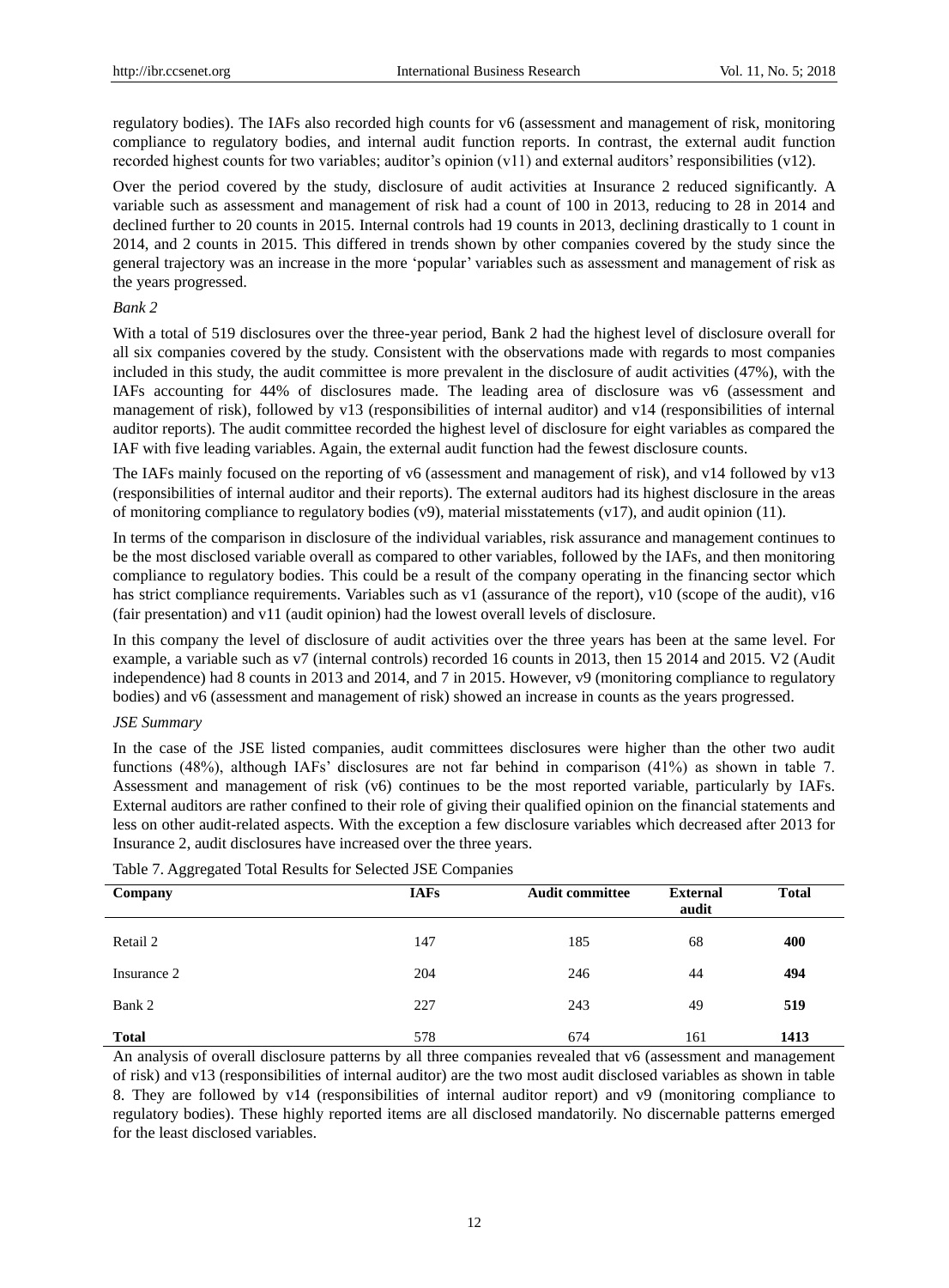regulatory bodies). The IAFs also recorded high counts for v6 (assessment and management of risk, monitoring compliance to regulatory bodies, and internal audit function reports. In contrast, the external audit function recorded highest counts for two variables; auditor's opinion (v11) and external auditors' responsibilities (v12).

Over the period covered by the study, disclosure of audit activities at Insurance 2 reduced significantly. A variable such as assessment and management of risk had a count of 100 in 2013, reducing to 28 in 2014 and declined further to 20 counts in 2015. Internal controls had 19 counts in 2013, declining drastically to 1 count in 2014, and 2 counts in 2015. This differed in trends shown by other companies covered by the study since the general trajectory was an increase in the more 'popular' variables such as assessment and management of risk as the years progressed.

*Bank 2*

With a total of 519 disclosures over the three-year period, Bank 2 had the highest level of disclosure overall for all six companies covered by the study. Consistent with the observations made with regards to most companies included in this study, the audit committee is more prevalent in the disclosure of audit activities (47%), with the IAFs accounting for 44% of disclosures made. The leading area of disclosure was v6 (assessment and management of risk), followed by v13 (responsibilities of internal auditor) and v14 (responsibilities of internal auditor reports). The audit committee recorded the highest level of disclosure for eight variables as compared the IAF with five leading variables. Again, the external audit function had the fewest disclosure counts.

The IAFs mainly focused on the reporting of v6 (assessment and management of risk), and v14 followed by v13 (responsibilities of internal auditor and their reports). The external auditors had its highest disclosure in the areas of monitoring compliance to regulatory bodies (v9), material misstatements (v17), and audit opinion (11).

In terms of the comparison in disclosure of the individual variables, risk assurance and management continues to be the most disclosed variable overall as compared to other variables, followed by the IAFs, and then monitoring compliance to regulatory bodies. This could be a result of the company operating in the financing sector which has strict compliance requirements. Variables such as v1 (assurance of the report), v10 (scope of the audit), v16 (fair presentation) and v11 (audit opinion) had the lowest overall levels of disclosure.

In this company the level of disclosure of audit activities over the three years has been at the same level. For example, a variable such as v7 (internal controls) recorded 16 counts in 2013, then 15 2014 and 2015. V2 (Audit independence) had 8 counts in 2013 and 2014, and 7 in 2015. However, v9 (monitoring compliance to regulatory bodies) and v6 (assessment and management of risk) showed an increase in counts as the years progressed.

*JSE Summary*

In the case of the JSE listed companies, audit committees disclosures were higher than the other two audit functions (48%), although IAFs' disclosures are not far behind in comparison (41%) as shown in table 7. Assessment and management of risk (v6) continues to be the most reported variable, particularly by IAFs. External auditors are rather confined to their role of giving their qualified opinion on the financial statements and less on other audit-related aspects. With the exception a few disclosure variables which decreased after 2013 for Insurance 2, audit disclosures have increased over the three years.

Table 7. Aggregated Total Results for Selected JSE Companies

| Company | IAFs | Audit committee | External audit | Total |
|---|---|---|---|---|
| Retail 2 | 147 | 185 | 68 | **400** |
| Insurance 2 | 204 | 246 | 44 | **494** |
| Bank 2 | 227 | 243 | 49 | **519** |
| **Total** | 578 | 674 | 161 | **1413** |

An analysis of overall disclosure patterns by all three companies revealed that v6 (assessment and management of risk) and v13 (responsibilities of internal auditor) are the two most audit disclosed variables as shown in table 8. They are followed by v14 (responsibilities of internal auditor report) and v9 (monitoring compliance to regulatory bodies). These highly reported items are all disclosed mandatorily. No discernable patterns emerged for the least disclosed variables.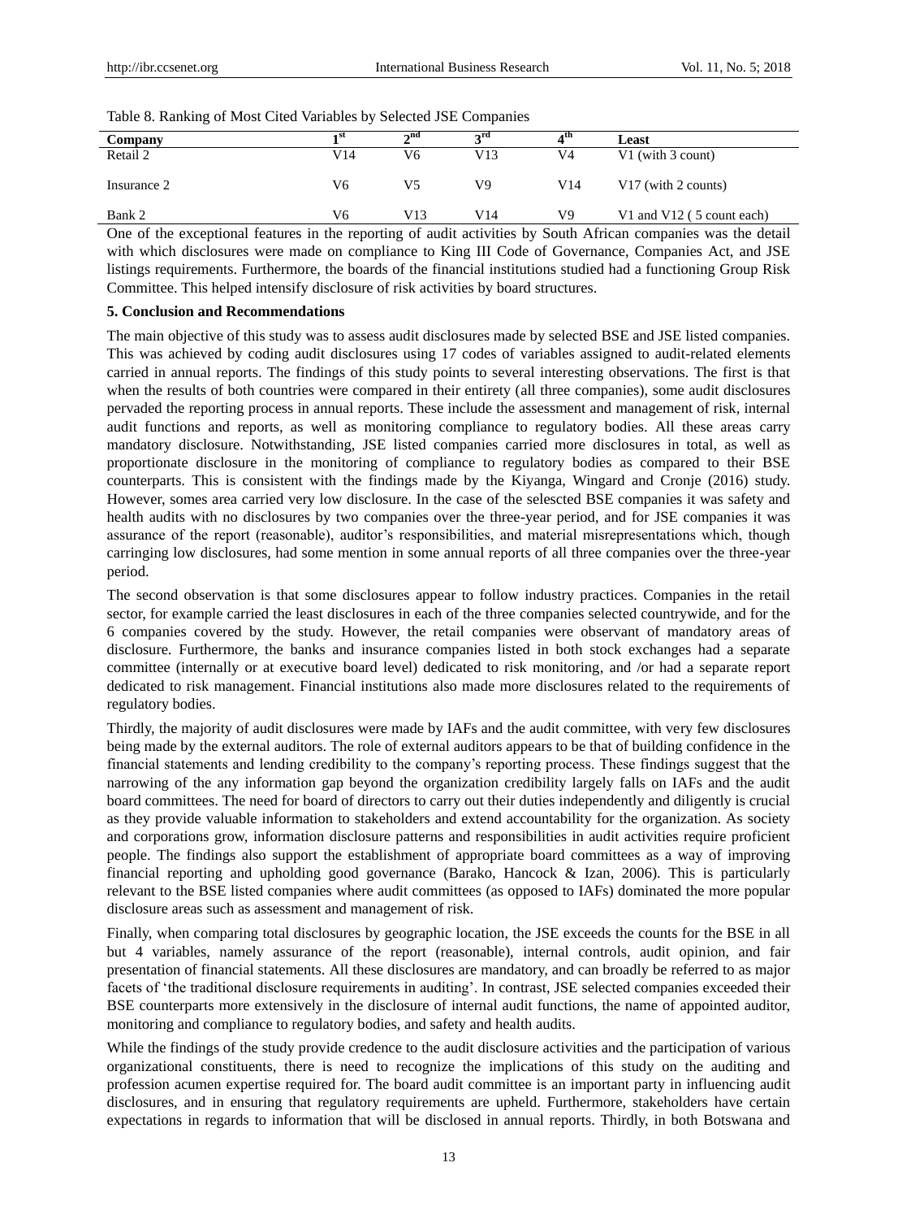Table 8. Ranking of Most Cited Variables by Selected JSE Companies

| Company | 1st | 2nd | 3rd | 4th | Least |
|---|---|---|---|---|---|
| Retail 2 | V14 | V6 | V13 | V4 | V1 (with 3 count) |
| Insurance 2 | V6 | V5 | V9 | V14 | V17 (with 2 counts) |
| Bank 2 | V6 | V13 | V14 | V9 | V1 and V12 ( 5 count each) |

One of the exceptional features in the reporting of audit activities by South African companies was the detail with which disclosures were made on compliance to King III Code of Governance, Companies Act, and JSE listings requirements. Furthermore, the boards of the financial institutions studied had a functioning Group Risk Committee. This helped intensify disclosure of risk activities by board structures.

## 5. Conclusion and Recommendations

The main objective of this study was to assess audit disclosures made by selected BSE and JSE listed companies. This was achieved by coding audit disclosures using 17 codes of variables assigned to audit-related elements carried in annual reports. The findings of this study points to several interesting observations. The first is that when the results of both countries were compared in their entirety (all three companies), some audit disclosures pervaded the reporting process in annual reports. These include the assessment and management of risk, internal audit functions and reports, as well as monitoring compliance to regulatory bodies. All these areas carry mandatory disclosure. Notwithstanding, JSE listed companies carried more disclosures in total, as well as proportionate disclosure in the monitoring of compliance to regulatory bodies as compared to their BSE counterparts. This is consistent with the findings made by the Kiyanga, Wingard and Cronje (2016) study. However, somes area carried very low disclosure. In the case of the selescted BSE companies it was safety and health audits with no disclosures by two companies over the three-year period, and for JSE companies it was assurance of the report (reasonable), auditor's responsibilities, and material misrepresentations which, though carringing low disclosures, had some mention in some annual reports of all three companies over the three-year period.

The second observation is that some disclosures appear to follow industry practices. Companies in the retail sector, for example carried the least disclosures in each of the three companies selected countrywide, and for the 6 companies covered by the study. However, the retail companies were observant of mandatory areas of disclosure. Furthermore, the banks and insurance companies listed in both stock exchanges had a separate committee (internally or at executive board level) dedicated to risk monitoring, and /or had a separate report dedicated to risk management. Financial institutions also made more disclosures related to the requirements of regulatory bodies.

Thirdly, the majority of audit disclosures were made by IAFs and the audit committee, with very few disclosures being made by the external auditors. The role of external auditors appears to be that of building confidence in the financial statements and lending credibility to the company's reporting process. These findings suggest that the narrowing of the any information gap beyond the organization credibility largely falls on IAFs and the audit board committees. The need for board of directors to carry out their duties independently and diligently is crucial as they provide valuable information to stakeholders and extend accountability for the organization. As society and corporations grow, information disclosure patterns and responsibilities in audit activities require proficient people. The findings also support the establishment of appropriate board committees as a way of improving financial reporting and upholding good governance (Barako, Hancock & Izan, 2006). This is particularly relevant to the BSE listed companies where audit committees (as opposed to IAFs) dominated the more popular disclosure areas such as assessment and management of risk.

Finally, when comparing total disclosures by geographic location, the JSE exceeds the counts for the BSE in all but 4 variables, namely assurance of the report (reasonable), internal controls, audit opinion, and fair presentation of financial statements. All these disclosures are mandatory, and can broadly be referred to as major facets of 'the traditional disclosure requirements in auditing'. In contrast, JSE selected companies exceeded their BSE counterparts more extensively in the disclosure of internal audit functions, the name of appointed auditor, monitoring and compliance to regulatory bodies, and safety and health audits.

While the findings of the study provide credence to the audit disclosure activities and the participation of various organizational constituents, there is need to recognize the implications of this study on the auditing and profession acumen expertise required for. The board audit committee is an important party in influencing audit disclosures, and in ensuring that regulatory requirements are upheld. Furthermore, stakeholders have certain expectations in regards to information that will be disclosed in annual reports. Thirdly, in both Botswana and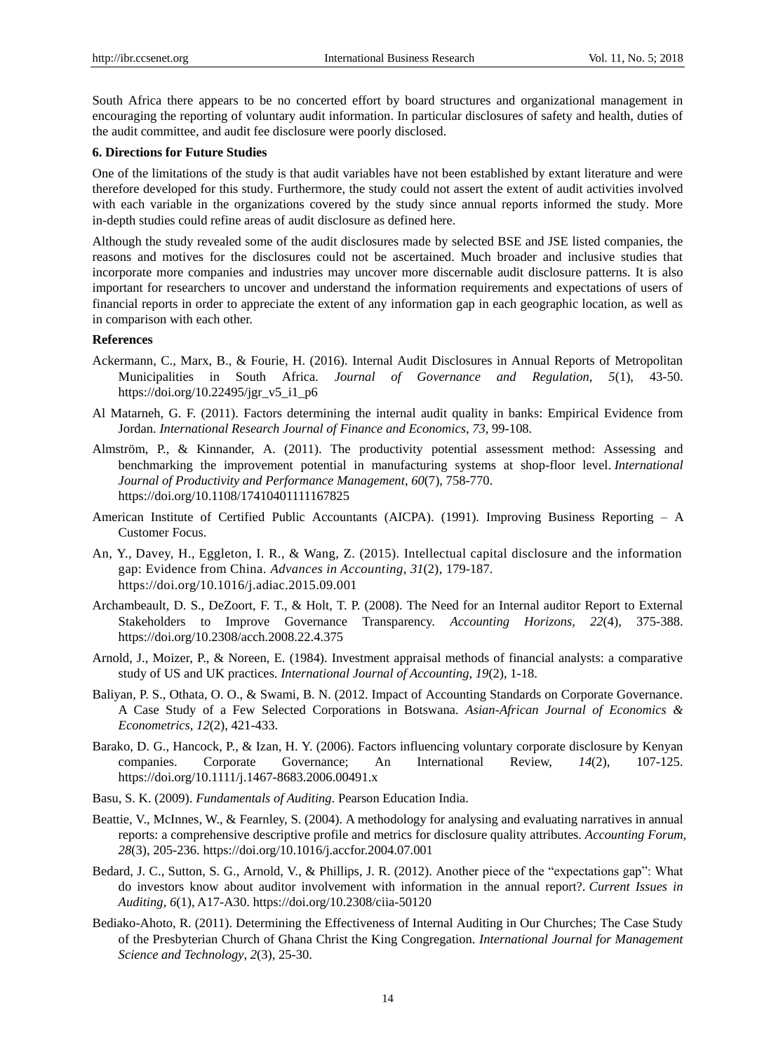South Africa there appears to be no concerted effort by board structures and organizational management in encouraging the reporting of voluntary audit information. In particular disclosures of safety and health, duties of the audit committee, and audit fee disclosure were poorly disclosed.

## 6. Directions for Future Studies

One of the limitations of the study is that audit variables have not been established by extant literature and were therefore developed for this study. Furthermore, the study could not assert the extent of audit activities involved with each variable in the organizations covered by the study since annual reports informed the study. More in-depth studies could refine areas of audit disclosure as defined here.

Although the study revealed some of the audit disclosures made by selected BSE and JSE listed companies, the reasons and motives for the disclosures could not be ascertained. Much broader and inclusive studies that incorporate more companies and industries may uncover more discernable audit disclosure patterns. It is also important for researchers to uncover and understand the information requirements and expectations of users of financial reports in order to appreciate the extent of any information gap in each geographic location, as well as in comparison with each other.

## References

Ackermann, C., Marx, B., & Fourie, H. (2016). Internal Audit Disclosures in Annual Reports of Metropolitan Municipalities in South Africa. *Journal of Governance and Regulation, 5*(1), 43-50. https://doi.org/10.22495/jgr_v5_i1_p6

Al Matarneh, G. F. (2011). Factors determining the internal audit quality in banks: Empirical Evidence from Jordan. *International Research Journal of Finance and Economics, 73,* 99-108.

Almström, P., & Kinnander, A. (2011). The productivity potential assessment method: Assessing and benchmarking the improvement potential in manufacturing systems at shop-floor level. *International Journal of Productivity and Performance Management, 60*(7), 758-770. https://doi.org/10.1108/17410401111167825

American Institute of Certified Public Accountants (AICPA). (1991). Improving Business Reporting – A Customer Focus.

An, Y., Davey, H., Eggleton, I. R., & Wang, Z. (2015). Intellectual capital disclosure and the information gap: Evidence from China. *Advances in Accounting, 31*(2), 179-187. https://doi.org/10.1016/j.adiac.2015.09.001

Archambeault, D. S., DeZoort, F. T., & Holt, T. P. (2008). The Need for an Internal auditor Report to External Stakeholders to Improve Governance Transparency. *Accounting Horizons, 22*(4), 375-388. https://doi.org/10.2308/acch.2008.22.4.375

Arnold, J., Moizer, P., & Noreen, E. (1984). Investment appraisal methods of financial analysts: a comparative study of US and UK practices. *International Journal of Accounting, 19*(2), 1-18.

Baliyan, P. S., Othata, O. O., & Swami, B. N. (2012. Impact of Accounting Standards on Corporate Governance. A Case Study of a Few Selected Corporations in Botswana. *Asian-African Journal of Economics & Econometrics, 12*(2), 421-433.

Barako, D. G., Hancock, P., & Izan, H. Y. (2006). Factors influencing voluntary corporate disclosure by Kenyan companies. Corporate Governance; An International Review, *14*(2), 107-125. https://doi.org/10.1111/j.1467-8683.2006.00491.x

Basu, S. K. (2009). *Fundamentals of Auditing*. Pearson Education India.

Beattie, V., McInnes, W., & Fearnley, S. (2004). A methodology for analysing and evaluating narratives in annual reports: a comprehensive descriptive profile and metrics for disclosure quality attributes. *Accounting Forum, 28*(3), 205-236. https://doi.org/10.1016/j.accfor.2004.07.001

Bedard, J. C., Sutton, S. G., Arnold, V., & Phillips, J. R. (2012). Another piece of the "expectations gap": What do investors know about auditor involvement with information in the annual report?. *Current Issues in Auditing, 6*(1), A17-A30. https://doi.org/10.2308/ciia-50120

Bediako-Ahoto, R. (2011). Determining the Effectiveness of Internal Auditing in Our Churches; The Case Study of the Presbyterian Church of Ghana Christ the King Congregation. *International Journal for Management Science and Technology, 2*(3), 25-30.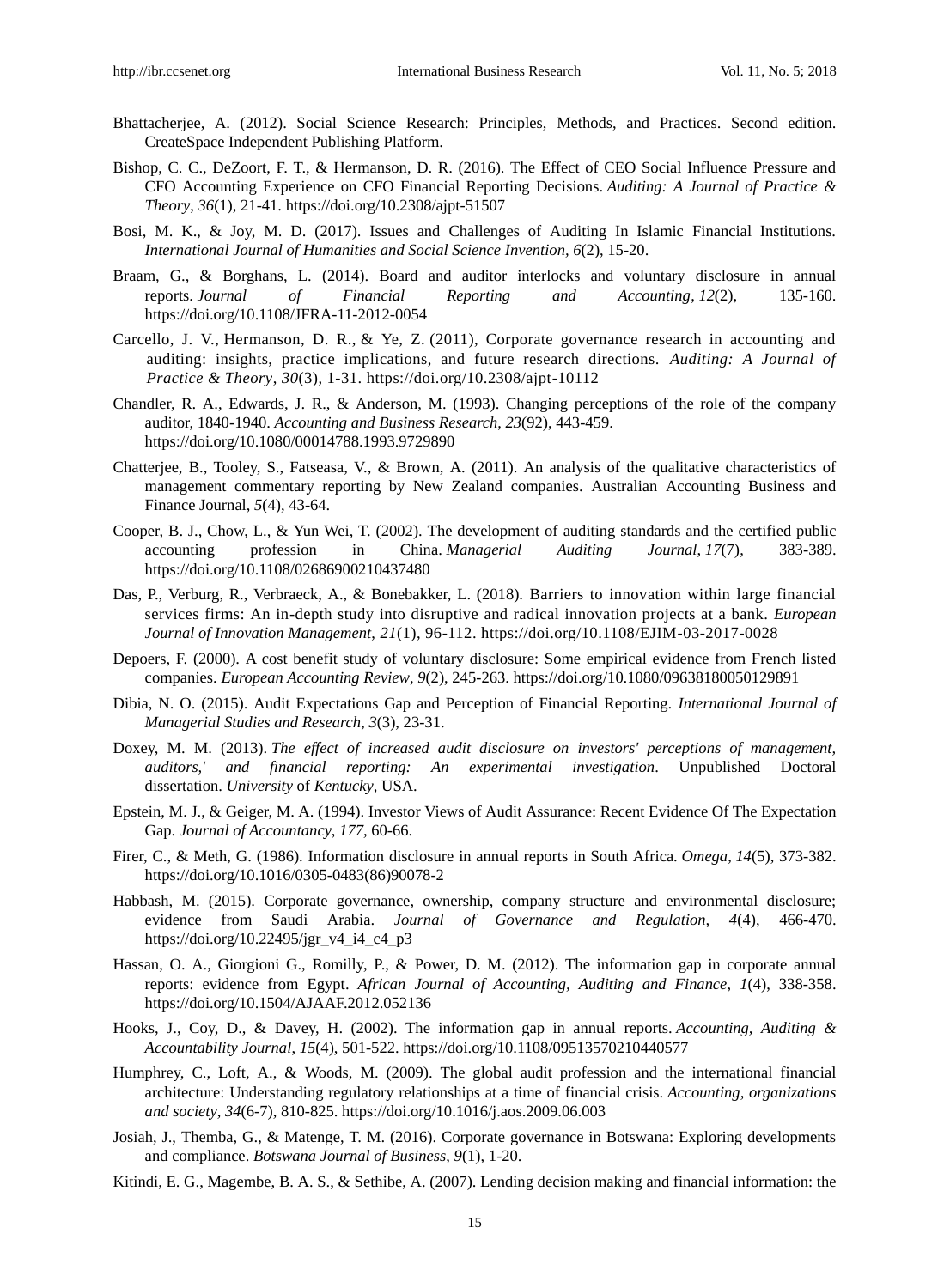Bhattacherjee, A. (2012). Social Science Research: Principles, Methods, and Practices. Second edition. CreateSpace Independent Publishing Platform.

Bishop, C. C., DeZoort, F. T., & Hermanson, D. R. (2016). The Effect of CEO Social Influence Pressure and CFO Accounting Experience on CFO Financial Reporting Decisions. *Auditing: A Journal of Practice & Theory*, *36*(1), 21-41. https://doi.org/10.2308/ajpt-51507

Bosi, M. K., & Joy, M. D. (2017). Issues and Challenges of Auditing In Islamic Financial Institutions. *International Journal of Humanities and Social Science Invention, 6*(2), 15-20.

Braam, G., & Borghans, L. (2014). Board and auditor interlocks and voluntary disclosure in annual reports. *Journal of Financial Reporting and Accounting*, *12*(2), 135-160. https://doi.org/10.1108/JFRA-11-2012-0054

Carcello, J. V., Hermanson, D. R., & Ye, Z. (2011), Corporate governance research in accounting and auditing: insights, practice implications, and future research directions. *Auditing: A Journal of Practice & Theory*, *30*(3), 1-31. https://doi.org/10.2308/ajpt-10112

Chandler, R. A., Edwards, J. R., & Anderson, M. (1993). Changing perceptions of the role of the company auditor, 1840-1940. *Accounting and Business Research*, *23*(92), 443-459. https://doi.org/10.1080/00014788.1993.9729890

Chatterjee, B., Tooley, S., Fatseasa, V., & Brown, A. (2011). An analysis of the qualitative characteristics of management commentary reporting by New Zealand companies. Australian Accounting Business and Finance Journal, *5*(4), 43-64.

Cooper, B. J., Chow, L., & Yun Wei, T. (2002). The development of auditing standards and the certified public accounting profession in China. *Managerial Auditing Journal*, *17*(7), 383-389. https://doi.org/10.1108/02686900210437480

Das, P., Verburg, R., Verbraeck, A., & Bonebakker, L. (2018). Barriers to innovation within large financial services firms: An in-depth study into disruptive and radical innovation projects at a bank. *European Journal of Innovation Management, 21*(1), 96-112. https://doi.org/10.1108/EJIM-03-2017-0028

Depoers, F. (2000). A cost benefit study of voluntary disclosure: Some empirical evidence from French listed companies. *European Accounting Review*, *9*(2), 245-263. https://doi.org/10.1080/09638180050129891

Dibia, N. O. (2015). Audit Expectations Gap and Perception of Financial Reporting. *International Journal of Managerial Studies and Research*, *3*(3), 23-31.

Doxey, M. M. (2013). *The effect of increased audit disclosure on investors' perceptions of management, auditors,' and financial reporting: An experimental investigation*. Unpublished Doctoral dissertation. *University* of *Kentucky*, USA.

Epstein, M. J., & Geiger, M. A. (1994). Investor Views of Audit Assurance: Recent Evidence Of The Expectation Gap. *Journal of Accountancy, 177,* 60-66.

Firer, C., & Meth, G. (1986). Information disclosure in annual reports in South Africa. *Omega*, *14*(5), 373-382. https://doi.org/10.1016/0305-0483(86)90078-2

Habbash, M. (2015). Corporate governance, ownership, company structure and environmental disclosure; evidence from Saudi Arabia. *Journal of Governance and Regulation, 4*(4), 466-470. https://doi.org/10.22495/jgr_v4_i4_c4_p3

Hassan, O. A., Giorgioni G., Romilly, P., & Power, D. M. (2012). The information gap in corporate annual reports: evidence from Egypt. *African Journal of Accounting, Auditing and Finance, 1*(4), 338-358. https://doi.org/10.1504/AJAAF.2012.052136

Hooks, J., Coy, D., & Davey, H. (2002). The information gap in annual reports. *Accounting, Auditing & Accountability Journal*, *15*(4), 501-522. https://doi.org/10.1108/09513570210440577

Humphrey, C., Loft, A., & Woods, M. (2009). The global audit profession and the international financial architecture: Understanding regulatory relationships at a time of financial crisis. *Accounting, organizations and society*, *34*(6-7), 810-825. https://doi.org/10.1016/j.aos.2009.06.003

Josiah, J., Themba, G., & Matenge, T. M. (2016). Corporate governance in Botswana: Exploring developments and compliance. *Botswana Journal of Business*, *9*(1), 1-20.

Kitindi, E. G., Magembe, B. A. S., & Sethibe, A. (2007). Lending decision making and financial information: the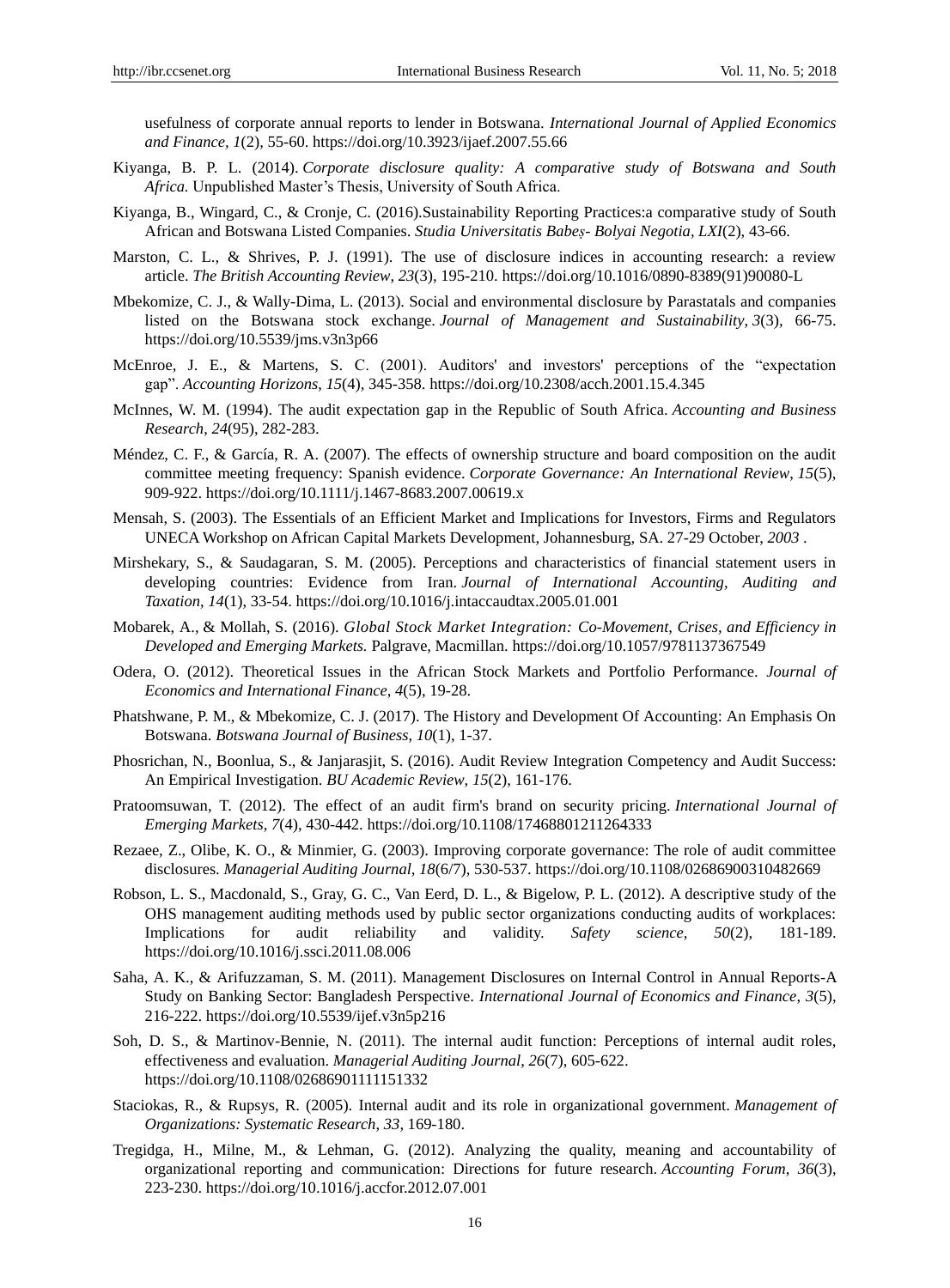usefulness of corporate annual reports to lender in Botswana. *International Journal of Applied Economics and Finance*, *1*(2), 55-60. https://doi.org/10.3923/ijaef.2007.55.66

Kiyanga, B. P. L. (2014). *Corporate disclosure quality: A comparative study of Botswana and South Africa.* Unpublished Master's Thesis, University of South Africa.

Kiyanga, B., Wingard, C., & Cronje, C. (2016).Sustainability Reporting Practices:a comparative study of South African and Botswana Listed Companies. *Studia Universitatis Babeș- Bolyai Negotia*, *LXI*(2), 43-66.

Marston, C. L., & Shrives, P. J. (1991). The use of disclosure indices in accounting research: a review article. *The British Accounting Review*, *23*(3), 195-210. https://doi.org/10.1016/0890-8389(91)90080-L

Mbekomize, C. J., & Wally-Dima, L. (2013). Social and environmental disclosure by Parastatals and companies listed on the Botswana stock exchange. *Journal of Management and Sustainability*, *3*(3), 66-75. https://doi.org/10.5539/jms.v3n3p66

McEnroe, J. E., & Martens, S. C. (2001). Auditors' and investors' perceptions of the "expectation gap". *Accounting Horizons*, *15*(4), 345-358. https://doi.org/10.2308/acch.2001.15.4.345

McInnes, W. M. (1994). The audit expectation gap in the Republic of South Africa. *Accounting and Business Research*, *24*(95), 282-283.

Méndez, C. F., & García, R. A. (2007). The effects of ownership structure and board composition on the audit committee meeting frequency: Spanish evidence. *Corporate Governance: An International Review*, *15*(5), 909-922. https://doi.org/10.1111/j.1467-8683.2007.00619.x

Mensah, S. (2003). The Essentials of an Efficient Market and Implications for Investors, Firms and Regulators UNECA Workshop on African Capital Markets Development, Johannesburg, SA. 27-29 October, *2003* .

Mirshekary, S., & Saudagaran, S. M. (2005). Perceptions and characteristics of financial statement users in developing countries: Evidence from Iran. *Journal of International Accounting, Auditing and Taxation*, *14*(1), 33-54. https://doi.org/10.1016/j.intaccaudtax.2005.01.001

Mobarek, A., & Mollah, S. (2016). *Global Stock Market Integration: Co-Movement, Crises, and Efficiency in Developed and Emerging Markets.* Palgrave, Macmillan. https://doi.org/10.1057/9781137367549

Odera, O. (2012). Theoretical Issues in the African Stock Markets and Portfolio Performance. *Journal of Economics and International Finance*, *4*(5), 19-28.

Phatshwane, P. M., & Mbekomize, C. J. (2017). The History and Development Of Accounting: An Emphasis On Botswana. *Botswana Journal of Business*, *10*(1), 1-37.

Phosrichan, N., Boonlua, S., & Janjarasjit, S. (2016). Audit Review Integration Competency and Audit Success: An Empirical Investigation. *BU Academic Review*, *15*(2), 161-176.

Pratoomsuwan, T. (2012). The effect of an audit firm's brand on security pricing. *International Journal of Emerging Markets*, *7*(4), 430-442. https://doi.org/10.1108/17468801211264333

Rezaee, Z., Olibe, K. O., & Minmier, G. (2003). Improving corporate governance: The role of audit committee disclosures. *Managerial Auditing Journal*, *18*(6/7), 530-537. https://doi.org/10.1108/02686900310482669

Robson, L. S., Macdonald, S., Gray, G. C., Van Eerd, D. L., & Bigelow, P. L. (2012). A descriptive study of the OHS management auditing methods used by public sector organizations conducting audits of workplaces: Implications for audit reliability and validity. *Safety science*, *50*(2), 181-189. https://doi.org/10.1016/j.ssci.2011.08.006

Saha, A. K., & Arifuzzaman, S. M. (2011). Management Disclosures on Internal Control in Annual Reports-A Study on Banking Sector: Bangladesh Perspective. *International Journal of Economics and Finance*, *3*(5), 216-222. https://doi.org/10.5539/ijef.v3n5p216

Soh, D. S., & Martinov-Bennie, N. (2011). The internal audit function: Perceptions of internal audit roles, effectiveness and evaluation. *Managerial Auditing Journal*, *26*(7), 605-622. https://doi.org/10.1108/02686901111151332

Staciokas, R., & Rupsys, R. (2005). Internal audit and its role in organizational government. *Management of Organizations: Systematic Research*, *33*, 169-180.

Tregidga, H., Milne, M., & Lehman, G. (2012). Analyzing the quality, meaning and accountability of organizational reporting and communication: Directions for future research. *Accounting Forum*, *36*(3), 223-230. https://doi.org/10.1016/j.accfor.2012.07.001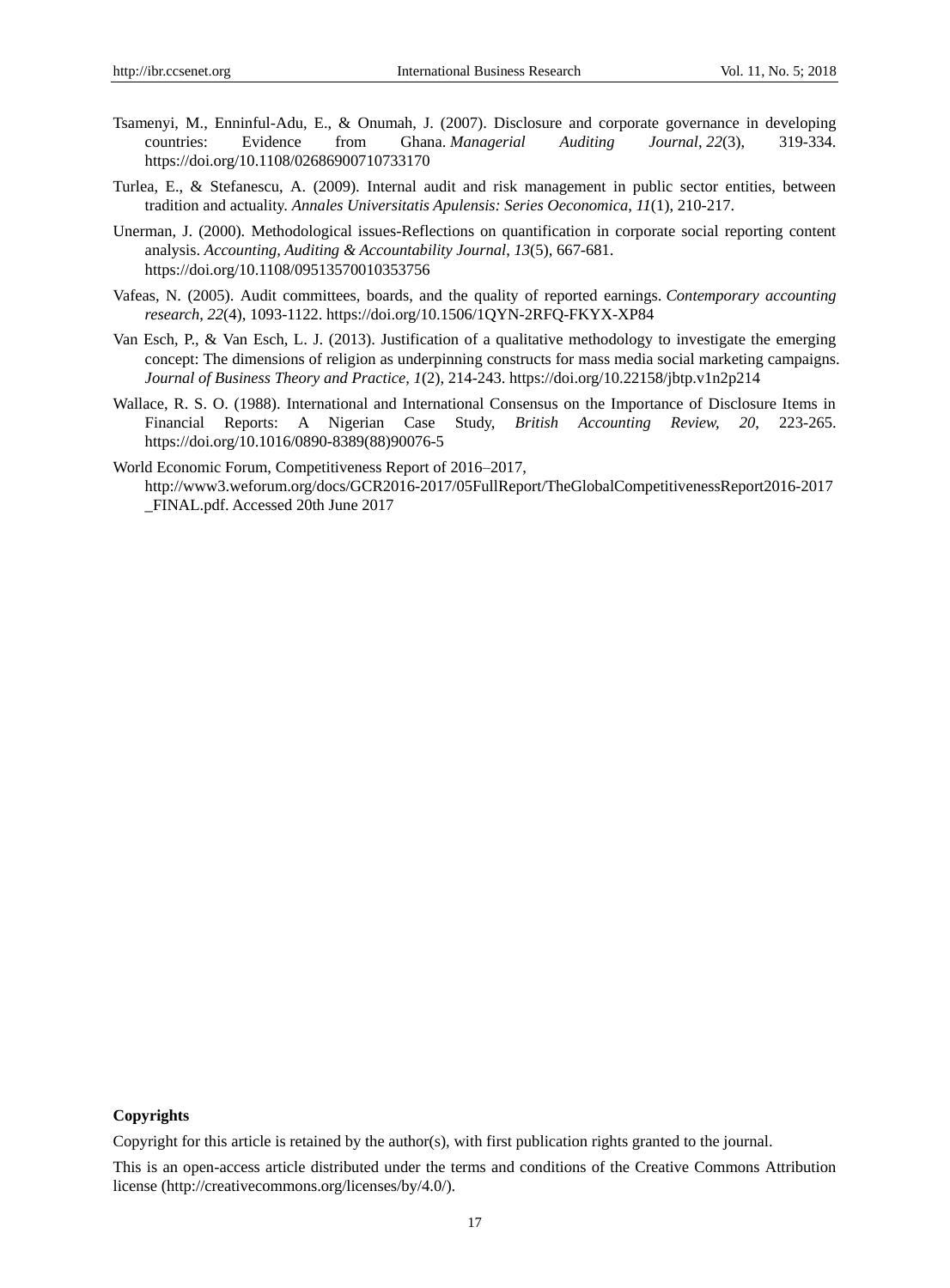Tsamenyi, M., Enninful-Adu, E., & Onumah, J. (2007). Disclosure and corporate governance in developing countries: Evidence from Ghana. *Managerial Auditing Journal*, *22*(3), 319-334. https://doi.org/10.1108/02686900710733170

Turlea, E., & Stefanescu, A. (2009). Internal audit and risk management in public sector entities, between tradition and actuality. *Annales Universitatis Apulensis: Series Oeconomica*, *11*(1), 210-217.

Unerman, J. (2000). Methodological issues-Reflections on quantification in corporate social reporting content analysis. *Accounting, Auditing & Accountability Journal*, *13*(5), 667-681. https://doi.org/10.1108/09513570010353756

Vafeas, N. (2005). Audit committees, boards, and the quality of reported earnings. *Contemporary accounting research*, *22*(4), 1093-1122. https://doi.org/10.1506/1QYN-2RFQ-FKYX-XP84

Van Esch, P., & Van Esch, L. J. (2013). Justification of a qualitative methodology to investigate the emerging concept: The dimensions of religion as underpinning constructs for mass media social marketing campaigns. *Journal of Business Theory and Practice*, *1*(2), 214-243. https://doi.org/10.22158/jbtp.v1n2p214

Wallace, R. S. O. (1988). International and International Consensus on the Importance of Disclosure Items in Financial Reports: A Nigerian Case Study, *British Accounting Review, 20*, 223-265. https://doi.org/10.1016/0890-8389(88)90076-5

World Economic Forum, Competitiveness Report of 2016–2017, http://www3.weforum.org/docs/GCR2016-2017/05FullReport/TheGlobalCompetitivenessReport2016-2017_FINAL.pdf. Accessed 20th June 2017

**Copyrights**

Copyright for this article is retained by the author(s), with first publication rights granted to the journal.

This is an open-access article distributed under the terms and conditions of the Creative Commons Attribution license (http://creativecommons.org/licenses/by/4.0/).